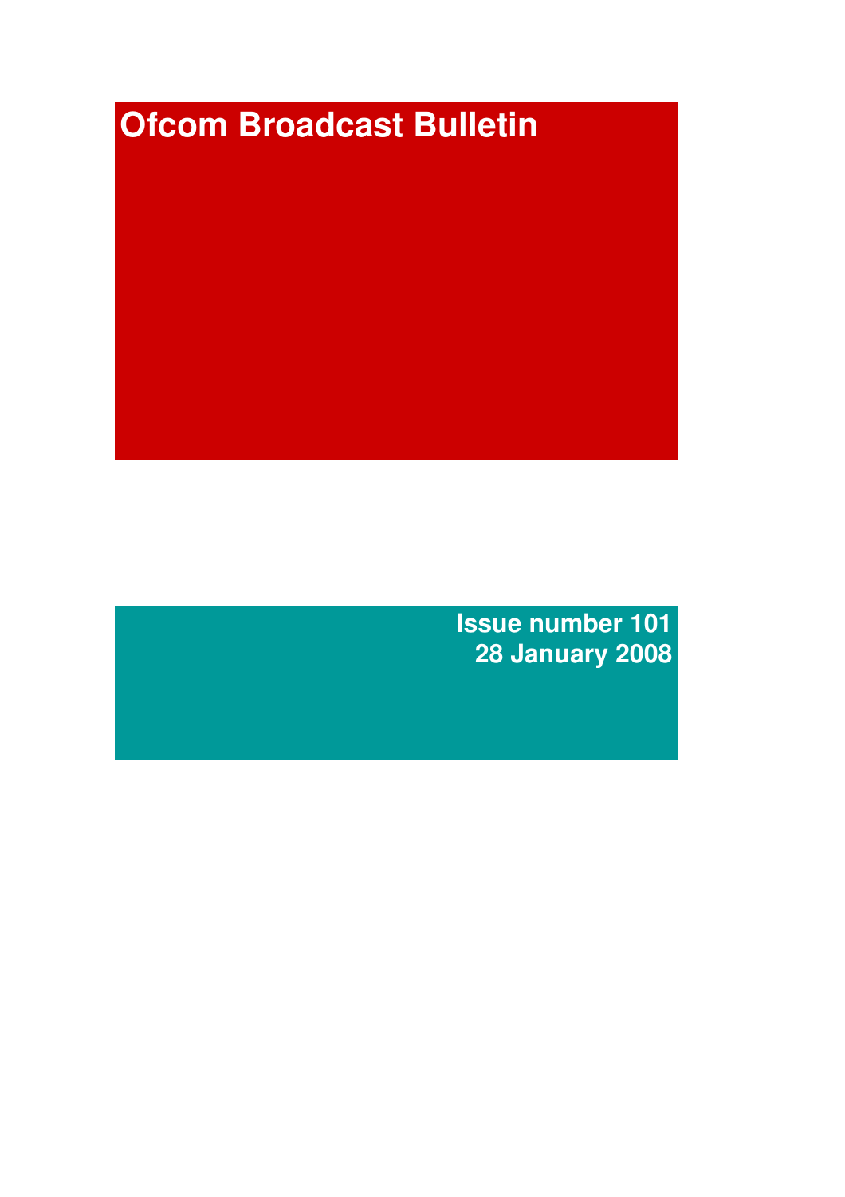# Ofcom Broadcast Bulletin

**Issue number 101**
**28 January 2008**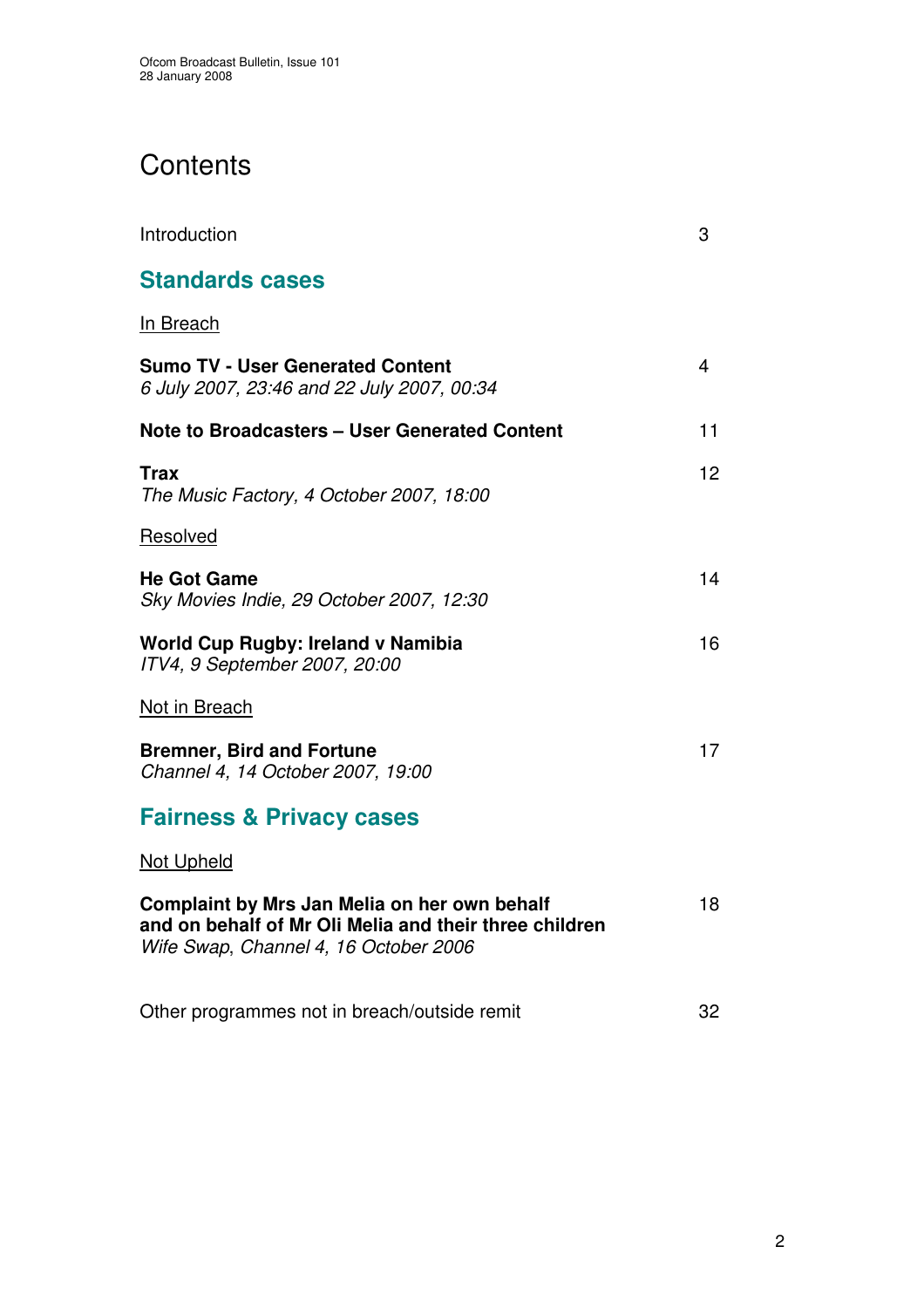# Contents

Introduction 3

## Standards cases

In Breach

**Sumo TV - User Generated Content** 4
*6 July 2007, 23:46 and 22 July 2007, 00:34*

**Note to Broadcasters – User Generated Content** 11

**Trax** 12
*The Music Factory, 4 October 2007, 18:00*

Resolved

**He Got Game** 14
*Sky Movies Indie, 29 October 2007, 12:30*

**World Cup Rugby: Ireland v Namibia** 16
*ITV4, 9 September 2007, 20:00*

Not in Breach

**Bremner, Bird and Fortune** 17
*Channel 4, 14 October 2007, 19:00*

## Fairness & Privacy cases

Not Upheld

**Complaint by Mrs Jan Melia on her own behalf and on behalf of Mr Oli Melia and their three children** 18
*Wife Swap, Channel 4, 16 October 2006*

Other programmes not in breach/outside remit 32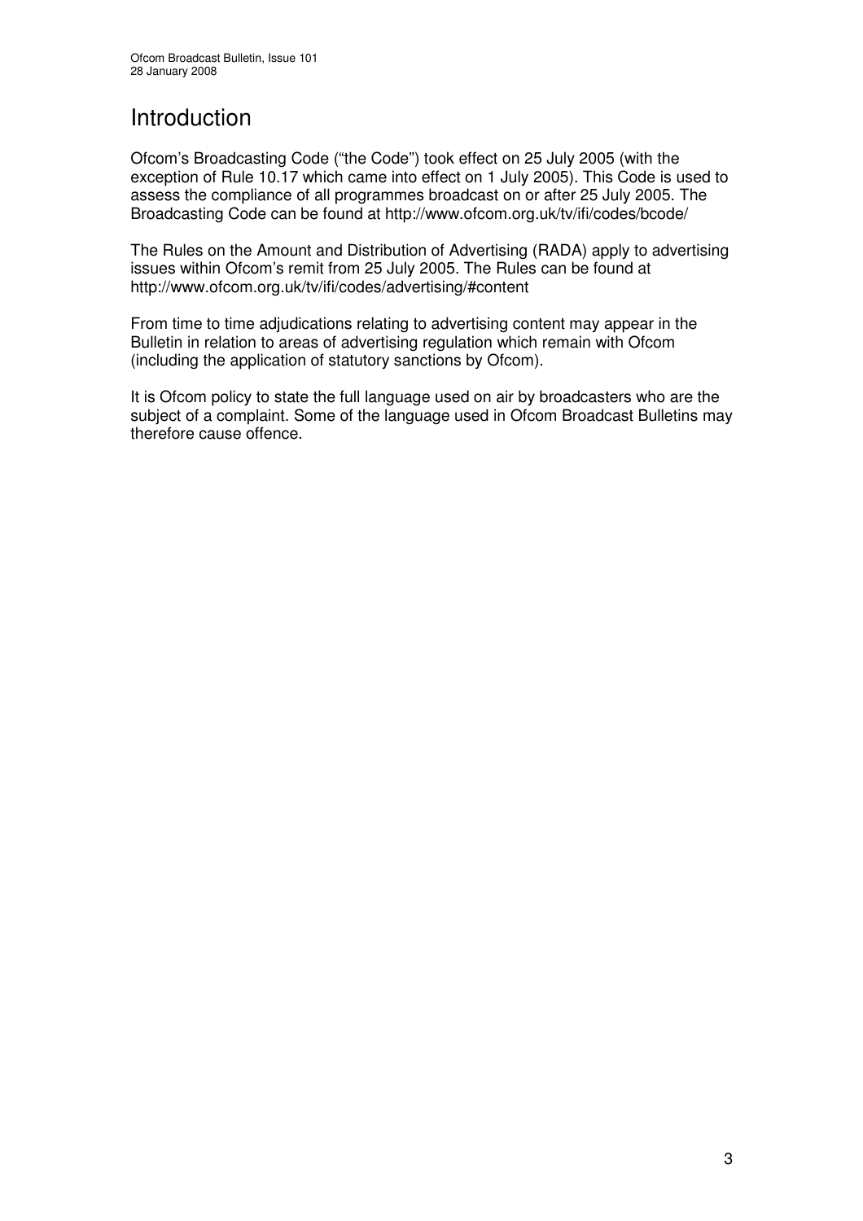# Introduction

Ofcom's Broadcasting Code ("the Code") took effect on 25 July 2005 (with the exception of Rule 10.17 which came into effect on 1 July 2005). This Code is used to assess the compliance of all programmes broadcast on or after 25 July 2005. The Broadcasting Code can be found at http://www.ofcom.org.uk/tv/ifi/codes/bcode/

The Rules on the Amount and Distribution of Advertising (RADA) apply to advertising issues within Ofcom's remit from 25 July 2005. The Rules can be found at http://www.ofcom.org.uk/tv/ifi/codes/advertising/#content

From time to time adjudications relating to advertising content may appear in the Bulletin in relation to areas of advertising regulation which remain with Ofcom (including the application of statutory sanctions by Ofcom).

It is Ofcom policy to state the full language used on air by broadcasters who are the subject of a complaint. Some of the language used in Ofcom Broadcast Bulletins may therefore cause offence.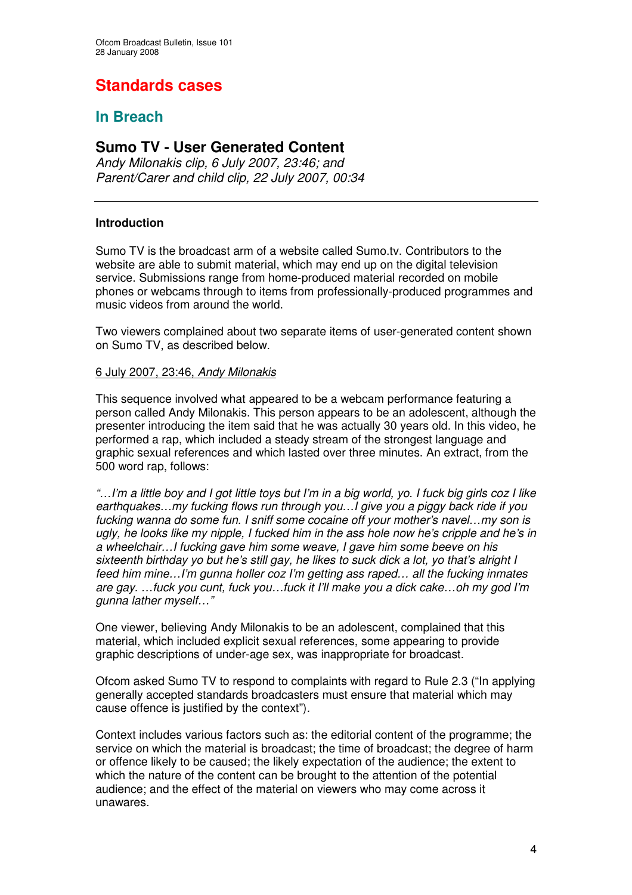# Standards cases

## In Breach

### Sumo TV - User Generated Content

*Andy Milonakis clip, 6 July 2007, 23:46; and*
*Parent/Carer and child clip, 22 July 2007, 00:34*

---

**Introduction**

Sumo TV is the broadcast arm of a website called Sumo.tv. Contributors to the website are able to submit material, which may end up on the digital television service. Submissions range from home-produced material recorded on mobile phones or webcams through to items from professionally-produced programmes and music videos from around the world.

Two viewers complained about two separate items of user-generated content shown on Sumo TV, as described below.

6 July 2007, 23:46, *Andy Milonakis*

This sequence involved what appeared to be a webcam performance featuring a person called Andy Milonakis. This person appears to be an adolescent, although the presenter introducing the item said that he was actually 30 years old. In this video, he performed a rap, which included a steady stream of the strongest language and graphic sexual references and which lasted over three minutes. An extract, from the 500 word rap, follows:

*"…I'm a little boy and I got little toys but I'm in a big world, yo. I fuck big girls coz I like earthquakes…my fucking flows run through you…I give you a piggy back ride if you fucking wanna do some fun. I sniff some cocaine off your mother's navel…my son is ugly, he looks like my nipple, I fucked him in the ass hole now he's cripple and he's in a wheelchair…I fucking gave him some weave, I gave him some beeve on his sixteenth birthday yo but he's still gay, he likes to suck dick a lot, yo that's alright I feed him mine…I'm gunna holler coz I'm getting ass raped… all the fucking inmates are gay. …fuck you cunt, fuck you…fuck it I'll make you a dick cake…oh my god I'm gunna lather myself…"*

One viewer, believing Andy Milonakis to be an adolescent, complained that this material, which included explicit sexual references, some appearing to provide graphic descriptions of under-age sex, was inappropriate for broadcast.

Ofcom asked Sumo TV to respond to complaints with regard to Rule 2.3 ("In applying generally accepted standards broadcasters must ensure that material which may cause offence is justified by the context").

Context includes various factors such as: the editorial content of the programme; the service on which the material is broadcast; the time of broadcast; the degree of harm or offence likely to be caused; the likely expectation of the audience; the extent to which the nature of the content can be brought to the attention of the potential audience; and the effect of the material on viewers who may come across it unawares.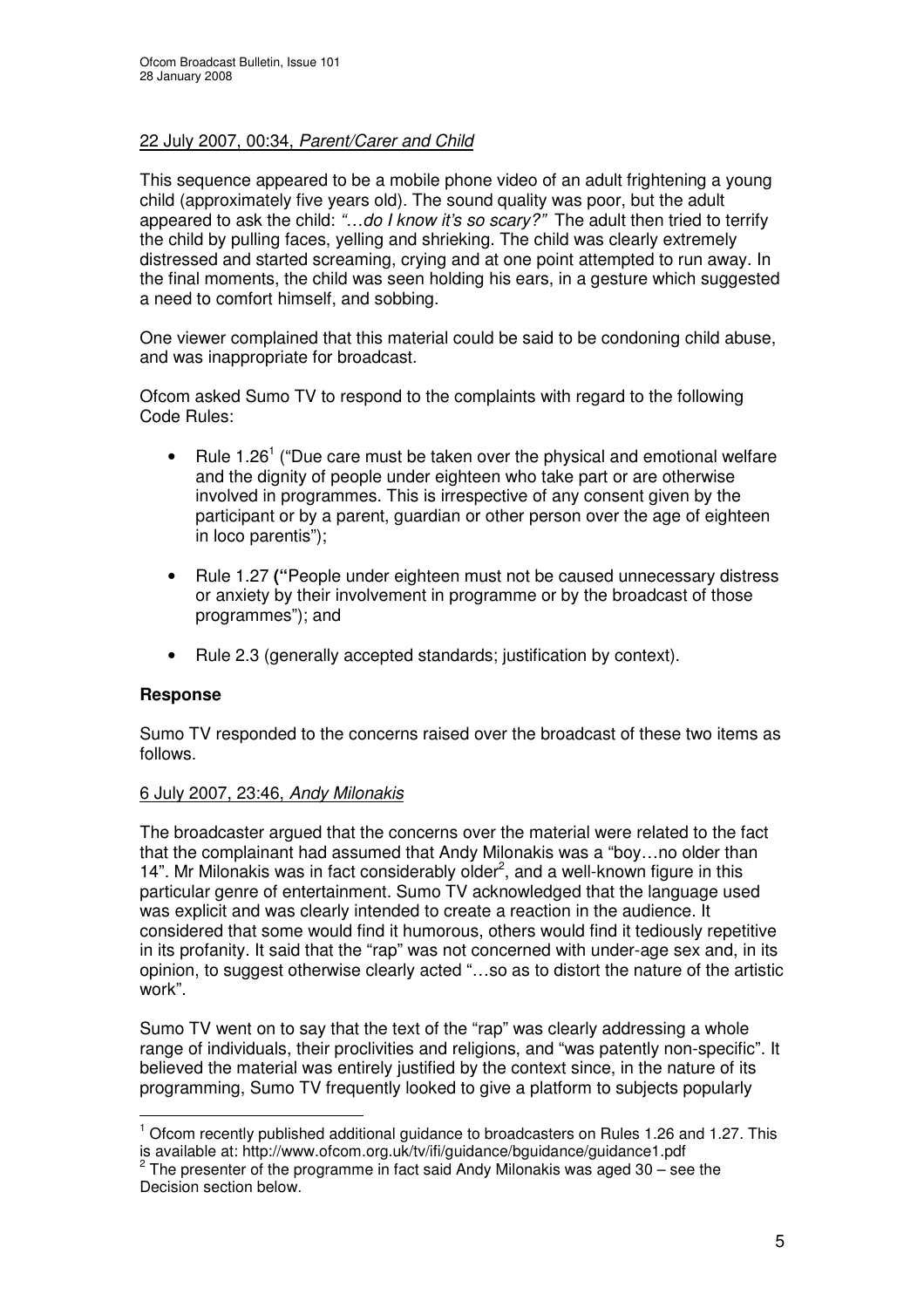22 July 2007, 00:34, *Parent/Carer and Child*

This sequence appeared to be a mobile phone video of an adult frightening a young child (approximately five years old). The sound quality was poor, but the adult appeared to ask the child: *"…do I know it's so scary?"* The adult then tried to terrify the child by pulling faces, yelling and shrieking. The child was clearly extremely distressed and started screaming, crying and at one point attempted to run away. In the final moments, the child was seen holding his ears, in a gesture which suggested a need to comfort himself, and sobbing.

One viewer complained that this material could be said to be condoning child abuse, and was inappropriate for broadcast.

Ofcom asked Sumo TV to respond to the complaints with regard to the following Code Rules:

- Rule 1.26[1] ("Due care must be taken over the physical and emotional welfare and the dignity of people under eighteen who take part or are otherwise involved in programmes. This is irrespective of any consent given by the participant or by a parent, guardian or other person over the age of eighteen in loco parentis");
- Rule 1.27 **("**People under eighteen must not be caused unnecessary distress or anxiety by their involvement in programme or by the broadcast of those programmes"); and
- Rule 2.3 (generally accepted standards; justification by context).

## Response

Sumo TV responded to the concerns raised over the broadcast of these two items as follows.

6 July 2007, 23:46, *Andy Milonakis*

The broadcaster argued that the concerns over the material were related to the fact that the complainant had assumed that Andy Milonakis was a "boy…no older than 14". Mr Milonakis was in fact considerably older[2], and a well-known figure in this particular genre of entertainment. Sumo TV acknowledged that the language used was explicit and was clearly intended to create a reaction in the audience. It considered that some would find it humorous, others would find it tediously repetitive in its profanity. It said that the "rap" was not concerned with under-age sex and, in its opinion, to suggest otherwise clearly acted "…so as to distort the nature of the artistic work".

Sumo TV went on to say that the text of the "rap" was clearly addressing a whole range of individuals, their proclivities and religions, and "was patently non-specific". It believed the material was entirely justified by the context since, in the nature of its programming, Sumo TV frequently looked to give a platform to subjects popularly

---

[1] Ofcom recently published additional guidance to broadcasters on Rules 1.26 and 1.27. This is available at: http://www.ofcom.org.uk/tv/ifi/guidance/bguidance/guidance1.pdf

[2] The presenter of the programme in fact said Andy Milonakis was aged 30 – see the Decision section below.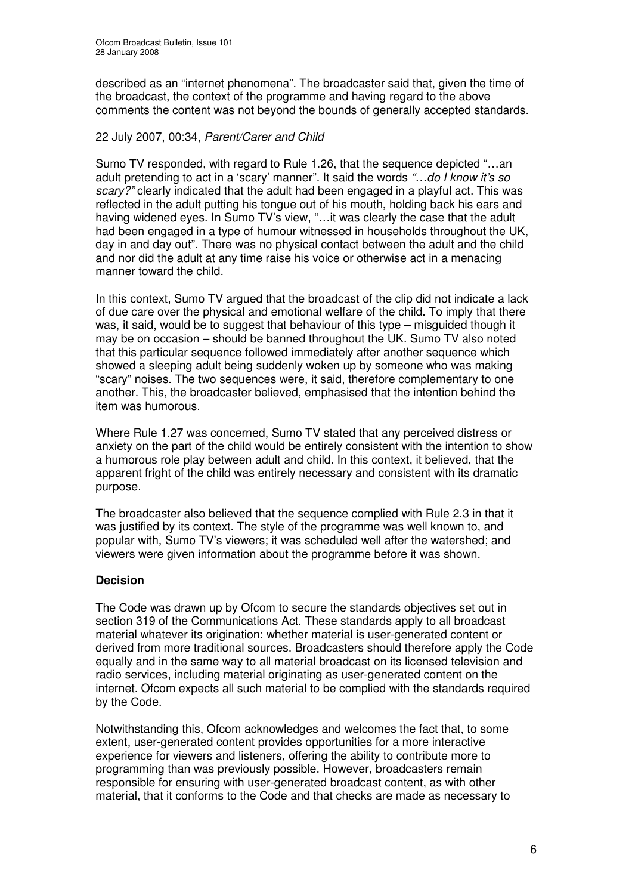described as an "internet phenomena". The broadcaster said that, given the time of the broadcast, the context of the programme and having regard to the above comments the content was not beyond the bounds of generally accepted standards.

22 July 2007, 00:34, *Parent/Carer and Child*

Sumo TV responded, with regard to Rule 1.26, that the sequence depicted "…an adult pretending to act in a 'scary' manner". It said the words *"…do I know it's so scary?"* clearly indicated that the adult had been engaged in a playful act. This was reflected in the adult putting his tongue out of his mouth, holding back his ears and having widened eyes. In Sumo TV's view, "…it was clearly the case that the adult had been engaged in a type of humour witnessed in households throughout the UK, day in and day out". There was no physical contact between the adult and the child and nor did the adult at any time raise his voice or otherwise act in a menacing manner toward the child.

In this context, Sumo TV argued that the broadcast of the clip did not indicate a lack of due care over the physical and emotional welfare of the child. To imply that there was, it said, would be to suggest that behaviour of this type – misguided though it may be on occasion – should be banned throughout the UK. Sumo TV also noted that this particular sequence followed immediately after another sequence which showed a sleeping adult being suddenly woken up by someone who was making "scary" noises. The two sequences were, it said, therefore complementary to one another. This, the broadcaster believed, emphasised that the intention behind the item was humorous.

Where Rule 1.27 was concerned, Sumo TV stated that any perceived distress or anxiety on the part of the child would be entirely consistent with the intention to show a humorous role play between adult and child. In this context, it believed, that the apparent fright of the child was entirely necessary and consistent with its dramatic purpose.

The broadcaster also believed that the sequence complied with Rule 2.3 in that it was justified by its context. The style of the programme was well known to, and popular with, Sumo TV's viewers; it was scheduled well after the watershed; and viewers were given information about the programme before it was shown.

**Decision**

The Code was drawn up by Ofcom to secure the standards objectives set out in section 319 of the Communications Act. These standards apply to all broadcast material whatever its origination: whether material is user-generated content or derived from more traditional sources. Broadcasters should therefore apply the Code equally and in the same way to all material broadcast on its licensed television and radio services, including material originating as user-generated content on the internet. Ofcom expects all such material to be complied with the standards required by the Code.

Notwithstanding this, Ofcom acknowledges and welcomes the fact that, to some extent, user-generated content provides opportunities for a more interactive experience for viewers and listeners, offering the ability to contribute more to programming than was previously possible. However, broadcasters remain responsible for ensuring with user-generated broadcast content, as with other material, that it conforms to the Code and that checks are made as necessary to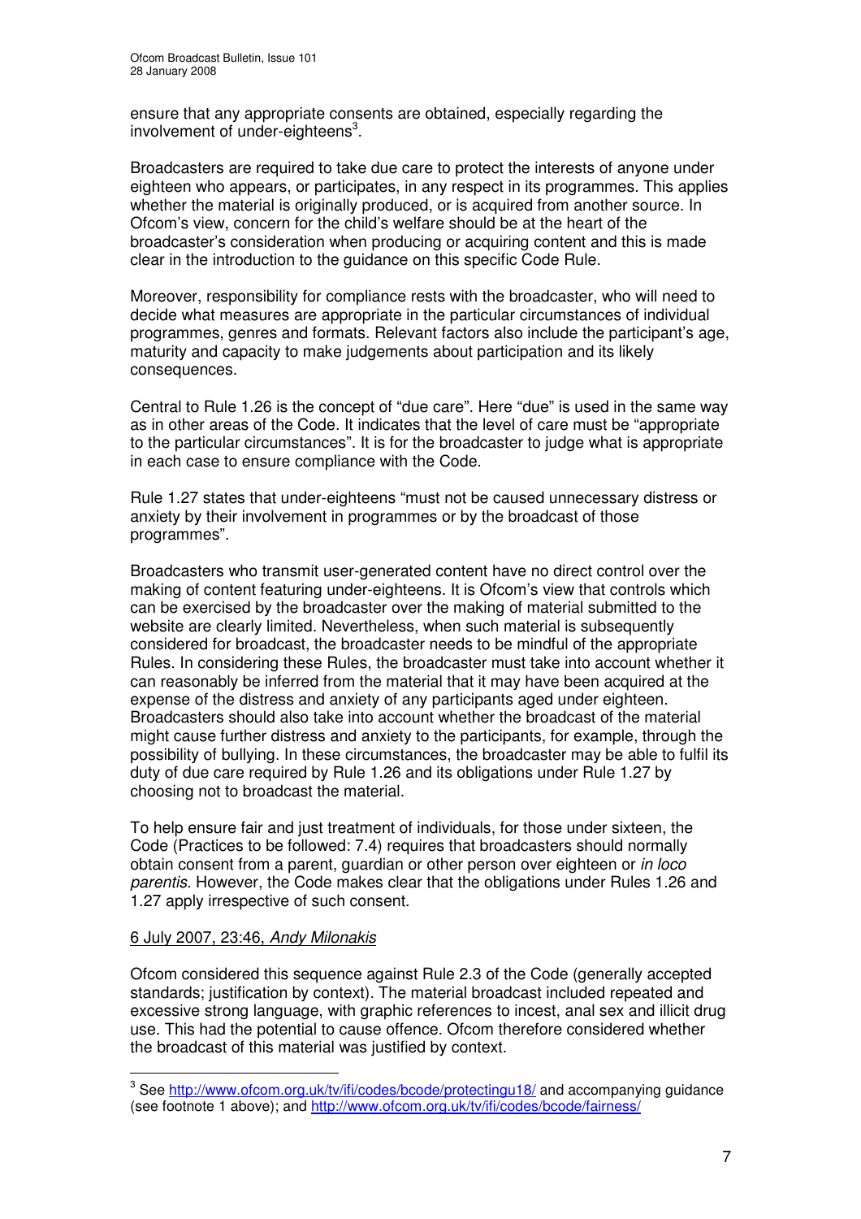ensure that any appropriate consents are obtained, especially regarding the involvement of under-eighteens[3].

Broadcasters are required to take due care to protect the interests of anyone under eighteen who appears, or participates, in any respect in its programmes. This applies whether the material is originally produced, or is acquired from another source. In Ofcom's view, concern for the child's welfare should be at the heart of the broadcaster's consideration when producing or acquiring content and this is made clear in the introduction to the guidance on this specific Code Rule.

Moreover, responsibility for compliance rests with the broadcaster, who will need to decide what measures are appropriate in the particular circumstances of individual programmes, genres and formats. Relevant factors also include the participant's age, maturity and capacity to make judgements about participation and its likely consequences.

Central to Rule 1.26 is the concept of "due care". Here "due" is used in the same way as in other areas of the Code. It indicates that the level of care must be "appropriate to the particular circumstances". It is for the broadcaster to judge what is appropriate in each case to ensure compliance with the Code.

Rule 1.27 states that under-eighteens "must not be caused unnecessary distress or anxiety by their involvement in programmes or by the broadcast of those programmes".

Broadcasters who transmit user-generated content have no direct control over the making of content featuring under-eighteens. It is Ofcom's view that controls which can be exercised by the broadcaster over the making of material submitted to the website are clearly limited. Nevertheless, when such material is subsequently considered for broadcast, the broadcaster needs to be mindful of the appropriate Rules. In considering these Rules, the broadcaster must take into account whether it can reasonably be inferred from the material that it may have been acquired at the expense of the distress and anxiety of any participants aged under eighteen. Broadcasters should also take into account whether the broadcast of the material might cause further distress and anxiety to the participants, for example, through the possibility of bullying. In these circumstances, the broadcaster may be able to fulfil its duty of due care required by Rule 1.26 and its obligations under Rule 1.27 by choosing not to broadcast the material.

To help ensure fair and just treatment of individuals, for those under sixteen, the Code (Practices to be followed: 7.4) requires that broadcasters should normally obtain consent from a parent, guardian or other person over eighteen or *in loco parentis*. However, the Code makes clear that the obligations under Rules 1.26 and 1.27 apply irrespective of such consent.

6 July 2007, 23:46, *Andy Milonakis*

Ofcom considered this sequence against Rule 2.3 of the Code (generally accepted standards; justification by context). The material broadcast included repeated and excessive strong language, with graphic references to incest, anal sex and illicit drug use. This had the potential to cause offence. Ofcom therefore considered whether the broadcast of this material was justified by context.

[3] See http://www.ofcom.org.uk/tv/ifi/codes/bcode/protectingu18/ and accompanying guidance (see footnote 1 above); and http://www.ofcom.org.uk/tv/ifi/codes/bcode/fairness/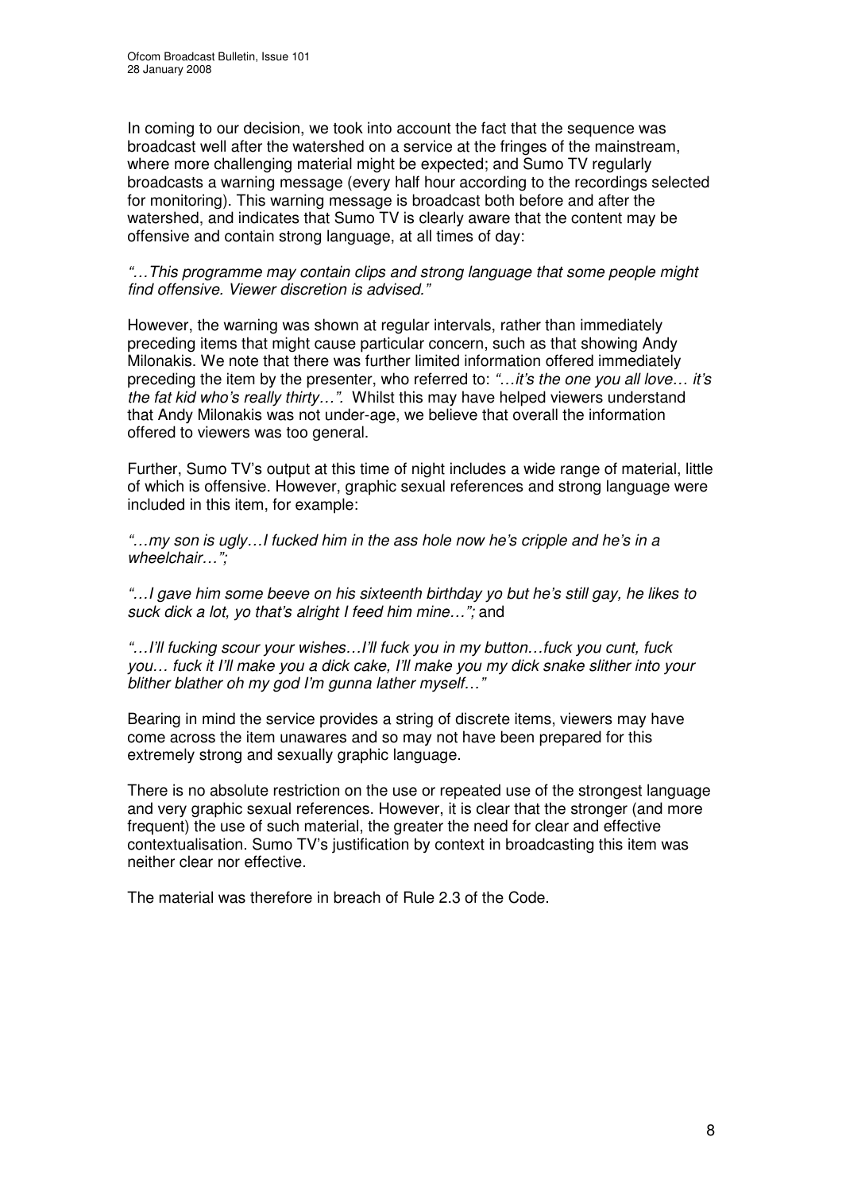In coming to our decision, we took into account the fact that the sequence was broadcast well after the watershed on a service at the fringes of the mainstream, where more challenging material might be expected; and Sumo TV regularly broadcasts a warning message (every half hour according to the recordings selected for monitoring). This warning message is broadcast both before and after the watershed, and indicates that Sumo TV is clearly aware that the content may be offensive and contain strong language, at all times of day:

*"…This programme may contain clips and strong language that some people might find offensive. Viewer discretion is advised."*

However, the warning was shown at regular intervals, rather than immediately preceding items that might cause particular concern, such as that showing Andy Milonakis. We note that there was further limited information offered immediately preceding the item by the presenter, who referred to: *"…it's the one you all love… it's the fat kid who's really thirty…".* Whilst this may have helped viewers understand that Andy Milonakis was not under-age, we believe that overall the information offered to viewers was too general.

Further, Sumo TV's output at this time of night includes a wide range of material, little of which is offensive. However, graphic sexual references and strong language were included in this item, for example:

*"…my son is ugly…I fucked him in the ass hole now he's cripple and he's in a wheelchair…";*

*"…I gave him some beeve on his sixteenth birthday yo but he's still gay, he likes to suck dick a lot, yo that's alright I feed him mine…";* and

*"…I'll fucking scour your wishes…I'll fuck you in my button…fuck you cunt, fuck you… fuck it I'll make you a dick cake, I'll make you my dick snake slither into your blither blather oh my god I'm gunna lather myself…"*

Bearing in mind the service provides a string of discrete items, viewers may have come across the item unawares and so may not have been prepared for this extremely strong and sexually graphic language.

There is no absolute restriction on the use or repeated use of the strongest language and very graphic sexual references. However, it is clear that the stronger (and more frequent) the use of such material, the greater the need for clear and effective contextualisation. Sumo TV's justification by context in broadcasting this item was neither clear nor effective.

The material was therefore in breach of Rule 2.3 of the Code.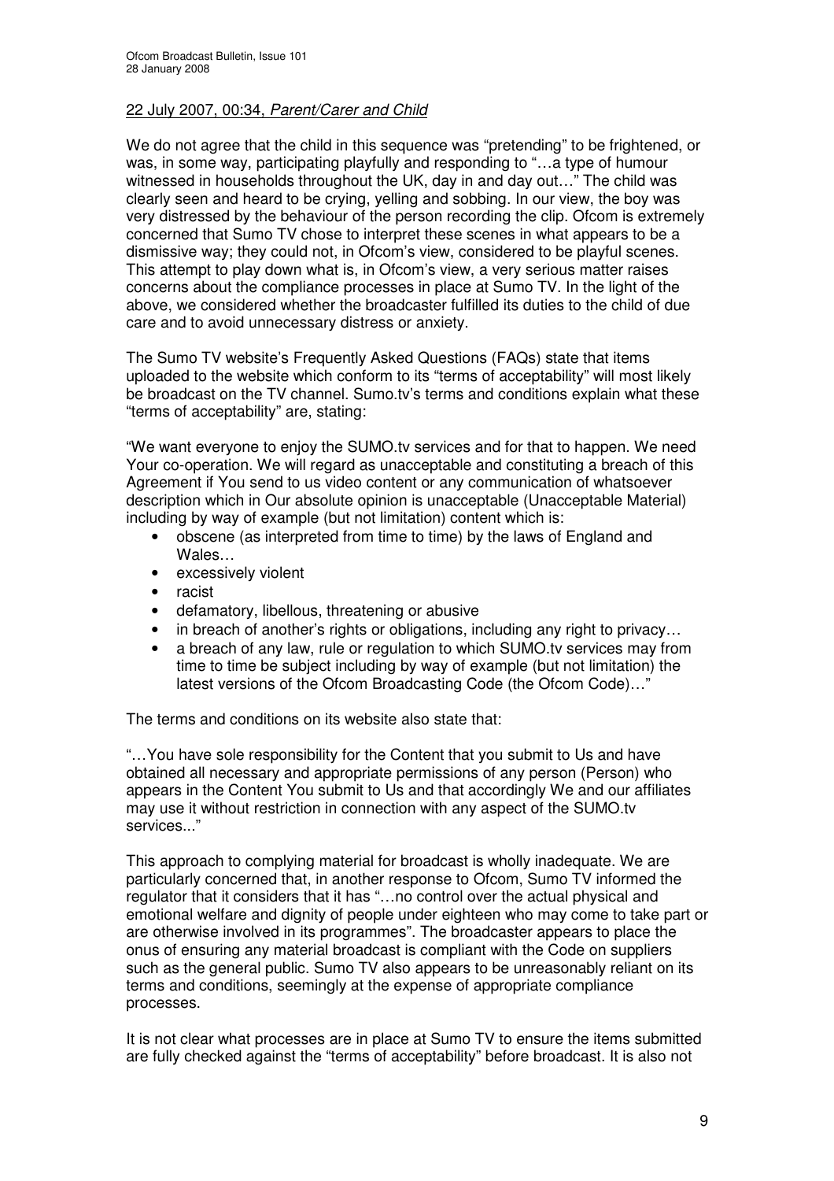22 July 2007, 00:34, *Parent/Carer and Child*

We do not agree that the child in this sequence was "pretending" to be frightened, or was, in some way, participating playfully and responding to "…a type of humour witnessed in households throughout the UK, day in and day out…" The child was clearly seen and heard to be crying, yelling and sobbing. In our view, the boy was very distressed by the behaviour of the person recording the clip. Ofcom is extremely concerned that Sumo TV chose to interpret these scenes in what appears to be a dismissive way; they could not, in Ofcom's view, considered to be playful scenes. This attempt to play down what is, in Ofcom's view, a very serious matter raises concerns about the compliance processes in place at Sumo TV. In the light of the above, we considered whether the broadcaster fulfilled its duties to the child of due care and to avoid unnecessary distress or anxiety.

The Sumo TV website's Frequently Asked Questions (FAQs) state that items uploaded to the website which conform to its "terms of acceptability" will most likely be broadcast on the TV channel. Sumo.tv's terms and conditions explain what these "terms of acceptability" are, stating:

"We want everyone to enjoy the SUMO.tv services and for that to happen. We need Your co-operation. We will regard as unacceptable and constituting a breach of this Agreement if You send to us video content or any communication of whatsoever description which in Our absolute opinion is unacceptable (Unacceptable Material) including by way of example (but not limitation) content which is:

- obscene (as interpreted from time to time) by the laws of England and Wales…
- excessively violent
- racist
- defamatory, libellous, threatening or abusive
- in breach of another's rights or obligations, including any right to privacy…
- a breach of any law, rule or regulation to which SUMO.tv services may from time to time be subject including by way of example (but not limitation) the latest versions of the Ofcom Broadcasting Code (the Ofcom Code)…"

The terms and conditions on its website also state that:

"…You have sole responsibility for the Content that you submit to Us and have obtained all necessary and appropriate permissions of any person (Person) who appears in the Content You submit to Us and that accordingly We and our affiliates may use it without restriction in connection with any aspect of the SUMO.tv services..."

This approach to complying material for broadcast is wholly inadequate. We are particularly concerned that, in another response to Ofcom, Sumo TV informed the regulator that it considers that it has "…no control over the actual physical and emotional welfare and dignity of people under eighteen who may come to take part or are otherwise involved in its programmes". The broadcaster appears to place the onus of ensuring any material broadcast is compliant with the Code on suppliers such as the general public. Sumo TV also appears to be unreasonably reliant on its terms and conditions, seemingly at the expense of appropriate compliance processes.

It is not clear what processes are in place at Sumo TV to ensure the items submitted are fully checked against the "terms of acceptability" before broadcast. It is also not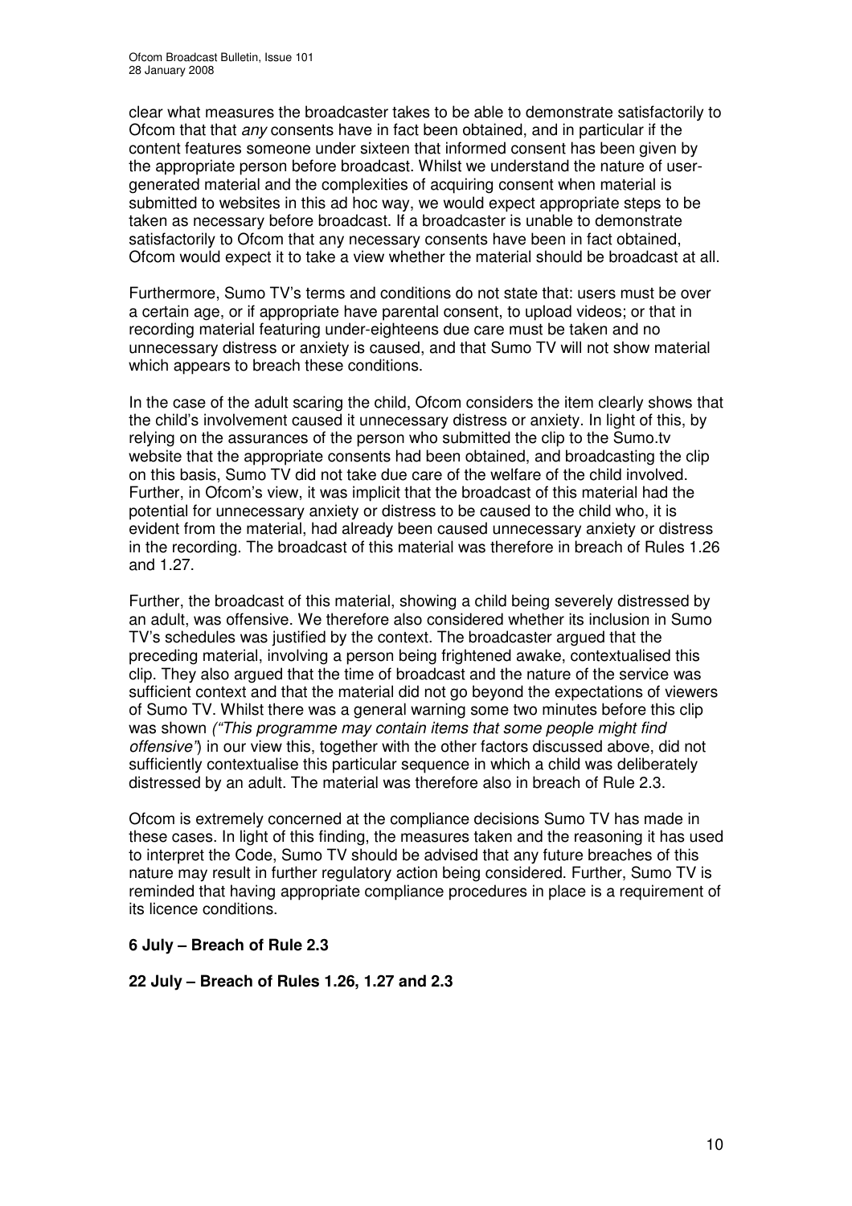clear what measures the broadcaster takes to be able to demonstrate satisfactorily to Ofcom that that *any* consents have in fact been obtained, and in particular if the content features someone under sixteen that informed consent has been given by the appropriate person before broadcast. Whilst we understand the nature of user-generated material and the complexities of acquiring consent when material is submitted to websites in this ad hoc way, we would expect appropriate steps to be taken as necessary before broadcast. If a broadcaster is unable to demonstrate satisfactorily to Ofcom that any necessary consents have been in fact obtained, Ofcom would expect it to take a view whether the material should be broadcast at all.

Furthermore, Sumo TV's terms and conditions do not state that: users must be over a certain age, or if appropriate have parental consent, to upload videos; or that in recording material featuring under-eighteens due care must be taken and no unnecessary distress or anxiety is caused, and that Sumo TV will not show material which appears to breach these conditions.

In the case of the adult scaring the child, Ofcom considers the item clearly shows that the child's involvement caused it unnecessary distress or anxiety. In light of this, by relying on the assurances of the person who submitted the clip to the Sumo.tv website that the appropriate consents had been obtained, and broadcasting the clip on this basis, Sumo TV did not take due care of the welfare of the child involved. Further, in Ofcom's view, it was implicit that the broadcast of this material had the potential for unnecessary anxiety or distress to be caused to the child who, it is evident from the material, had already been caused unnecessary anxiety or distress in the recording. The broadcast of this material was therefore in breach of Rules 1.26 and 1.27.

Further, the broadcast of this material, showing a child being severely distressed by an adult, was offensive. We therefore also considered whether its inclusion in Sumo TV's schedules was justified by the context. The broadcaster argued that the preceding material, involving a person being frightened awake, contextualised this clip. They also argued that the time of broadcast and the nature of the service was sufficient context and that the material did not go beyond the expectations of viewers of Sumo TV. Whilst there was a general warning some two minutes before this clip was shown *("This programme may contain items that some people might find offensive")* in our view this, together with the other factors discussed above, did not sufficiently contextualise this particular sequence in which a child was deliberately distressed by an adult. The material was therefore also in breach of Rule 2.3.

Ofcom is extremely concerned at the compliance decisions Sumo TV has made in these cases. In light of this finding, the measures taken and the reasoning it has used to interpret the Code, Sumo TV should be advised that any future breaches of this nature may result in further regulatory action being considered. Further, Sumo TV is reminded that having appropriate compliance procedures in place is a requirement of its licence conditions.

**6 July – Breach of Rule 2.3**

**22 July – Breach of Rules 1.26, 1.27 and 2.3**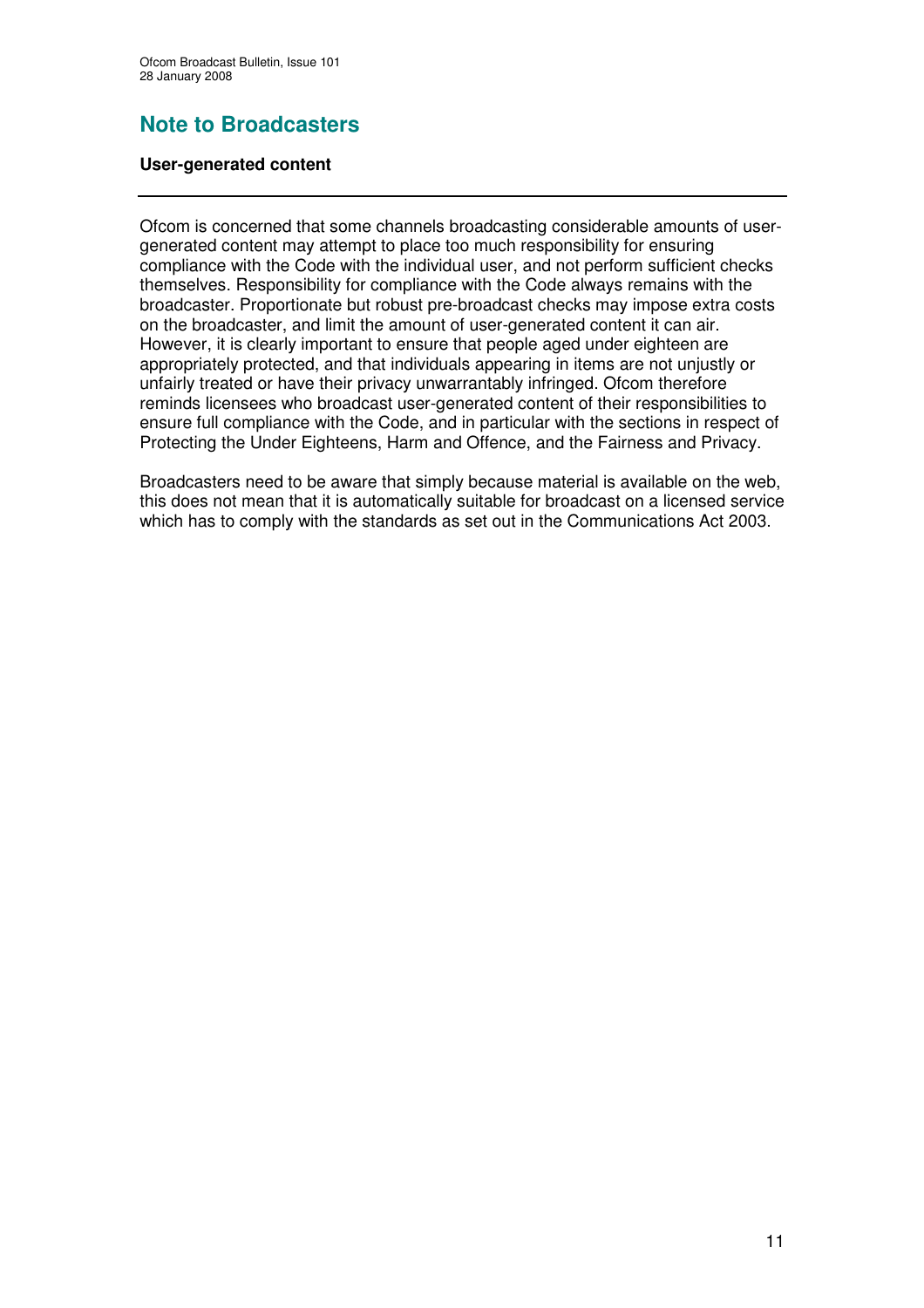# Note to Broadcasters

**User-generated content**

---

Ofcom is concerned that some channels broadcasting considerable amounts of user-generated content may attempt to place too much responsibility for ensuring compliance with the Code with the individual user, and not perform sufficient checks themselves. Responsibility for compliance with the Code always remains with the broadcaster. Proportionate but robust pre-broadcast checks may impose extra costs on the broadcaster, and limit the amount of user-generated content it can air. However, it is clearly important to ensure that people aged under eighteen are appropriately protected, and that individuals appearing in items are not unjustly or unfairly treated or have their privacy unwarrantably infringed. Ofcom therefore reminds licensees who broadcast user-generated content of their responsibilities to ensure full compliance with the Code, and in particular with the sections in respect of Protecting the Under Eighteens, Harm and Offence, and the Fairness and Privacy.

Broadcasters need to be aware that simply because material is available on the web, this does not mean that it is automatically suitable for broadcast on a licensed service which has to comply with the standards as set out in the Communications Act 2003.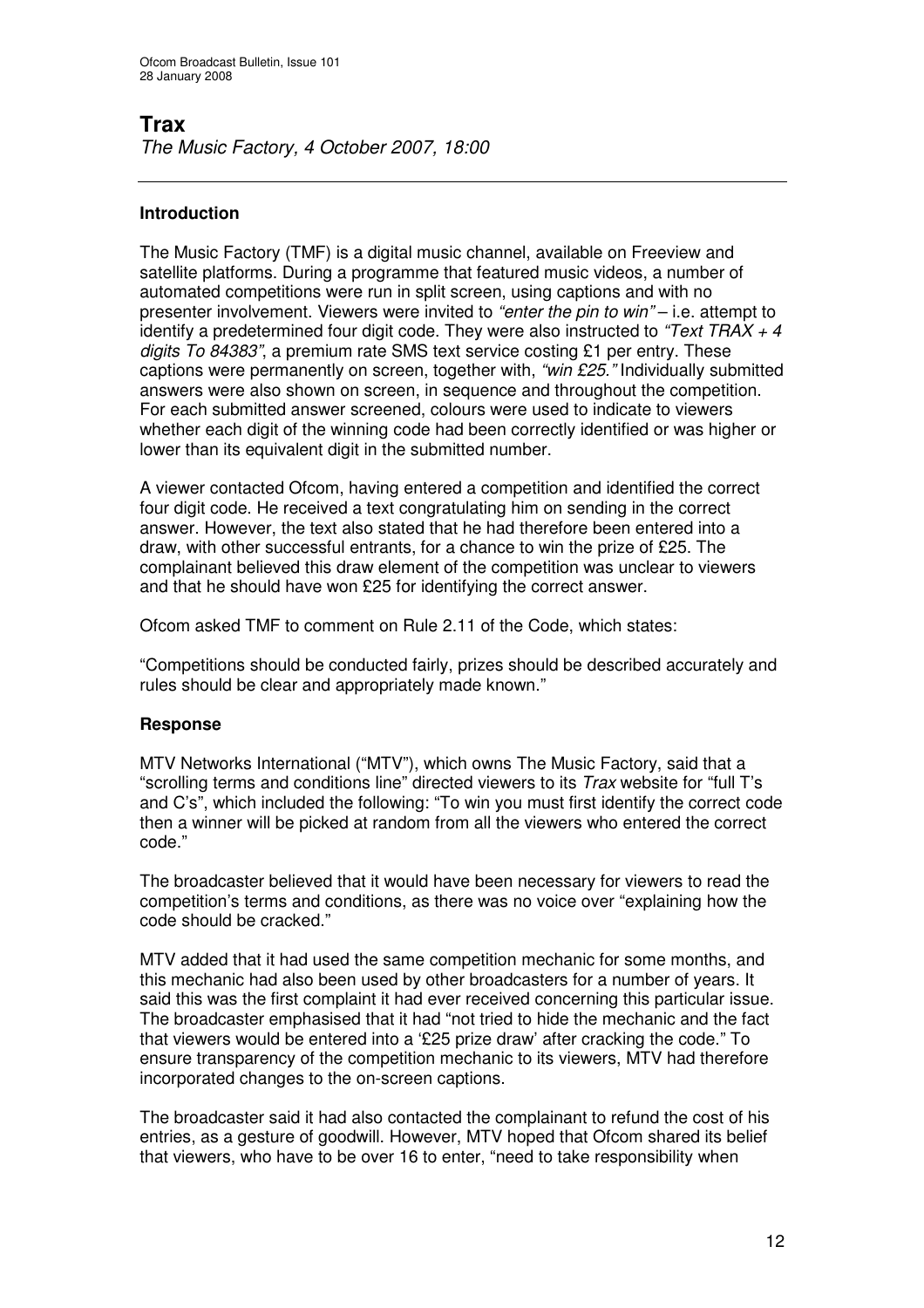# Trax

*The Music Factory, 4 October 2007, 18:00*

---

### Introduction

The Music Factory (TMF) is a digital music channel, available on Freeview and satellite platforms. During a programme that featured music videos, a number of automated competitions were run in split screen, using captions and with no presenter involvement. Viewers were invited to *"enter the pin to win"* – i.e. attempt to identify a predetermined four digit code. They were also instructed to *"Text TRAX + 4 digits To 84383"*, a premium rate SMS text service costing £1 per entry. These captions were permanently on screen, together with, *"win £25."* Individually submitted answers were also shown on screen, in sequence and throughout the competition. For each submitted answer screened, colours were used to indicate to viewers whether each digit of the winning code had been correctly identified or was higher or lower than its equivalent digit in the submitted number.

A viewer contacted Ofcom, having entered a competition and identified the correct four digit code. He received a text congratulating him on sending in the correct answer. However, the text also stated that he had therefore been entered into a draw, with other successful entrants, for a chance to win the prize of £25. The complainant believed this draw element of the competition was unclear to viewers and that he should have won £25 for identifying the correct answer.

Ofcom asked TMF to comment on Rule 2.11 of the Code, which states:

"Competitions should be conducted fairly, prizes should be described accurately and rules should be clear and appropriately made known."

### Response

MTV Networks International ("MTV"), which owns The Music Factory, said that a "scrolling terms and conditions line" directed viewers to its *Trax* website for "full T's and C's", which included the following: "To win you must first identify the correct code then a winner will be picked at random from all the viewers who entered the correct code."

The broadcaster believed that it would have been necessary for viewers to read the competition's terms and conditions, as there was no voice over "explaining how the code should be cracked."

MTV added that it had used the same competition mechanic for some months, and this mechanic had also been used by other broadcasters for a number of years. It said this was the first complaint it had ever received concerning this particular issue. The broadcaster emphasised that it had "not tried to hide the mechanic and the fact that viewers would be entered into a '£25 prize draw' after cracking the code." To ensure transparency of the competition mechanic to its viewers, MTV had therefore incorporated changes to the on-screen captions.

The broadcaster said it had also contacted the complainant to refund the cost of his entries, as a gesture of goodwill. However, MTV hoped that Ofcom shared its belief that viewers, who have to be over 16 to enter, "need to take responsibility when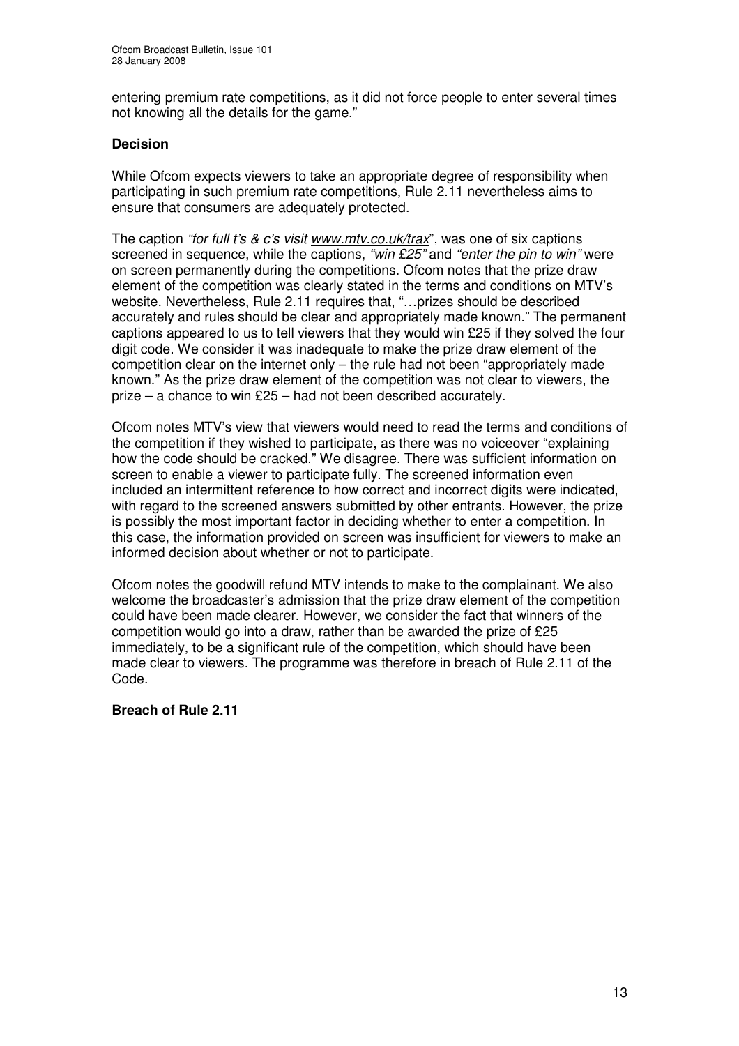entering premium rate competitions, as it did not force people to enter several times not knowing all the details for the game."

**Decision**

While Ofcom expects viewers to take an appropriate degree of responsibility when participating in such premium rate competitions, Rule 2.11 nevertheless aims to ensure that consumers are adequately protected.

The caption *"for full t's & c's visit www.mtv.co.uk/trax*", was one of six captions screened in sequence, while the captions, *"win £25"* and *"enter the pin to win"* were on screen permanently during the competitions. Ofcom notes that the prize draw element of the competition was clearly stated in the terms and conditions on MTV's website. Nevertheless, Rule 2.11 requires that, "…prizes should be described accurately and rules should be clear and appropriately made known." The permanent captions appeared to us to tell viewers that they would win £25 if they solved the four digit code. We consider it was inadequate to make the prize draw element of the competition clear on the internet only – the rule had not been "appropriately made known." As the prize draw element of the competition was not clear to viewers, the prize – a chance to win £25 – had not been described accurately.

Ofcom notes MTV's view that viewers would need to read the terms and conditions of the competition if they wished to participate, as there was no voiceover "explaining how the code should be cracked." We disagree. There was sufficient information on screen to enable a viewer to participate fully. The screened information even included an intermittent reference to how correct and incorrect digits were indicated, with regard to the screened answers submitted by other entrants. However, the prize is possibly the most important factor in deciding whether to enter a competition. In this case, the information provided on screen was insufficient for viewers to make an informed decision about whether or not to participate.

Ofcom notes the goodwill refund MTV intends to make to the complainant. We also welcome the broadcaster's admission that the prize draw element of the competition could have been made clearer. However, we consider the fact that winners of the competition would go into a draw, rather than be awarded the prize of £25 immediately, to be a significant rule of the competition, which should have been made clear to viewers. The programme was therefore in breach of Rule 2.11 of the Code.

**Breach of Rule 2.11**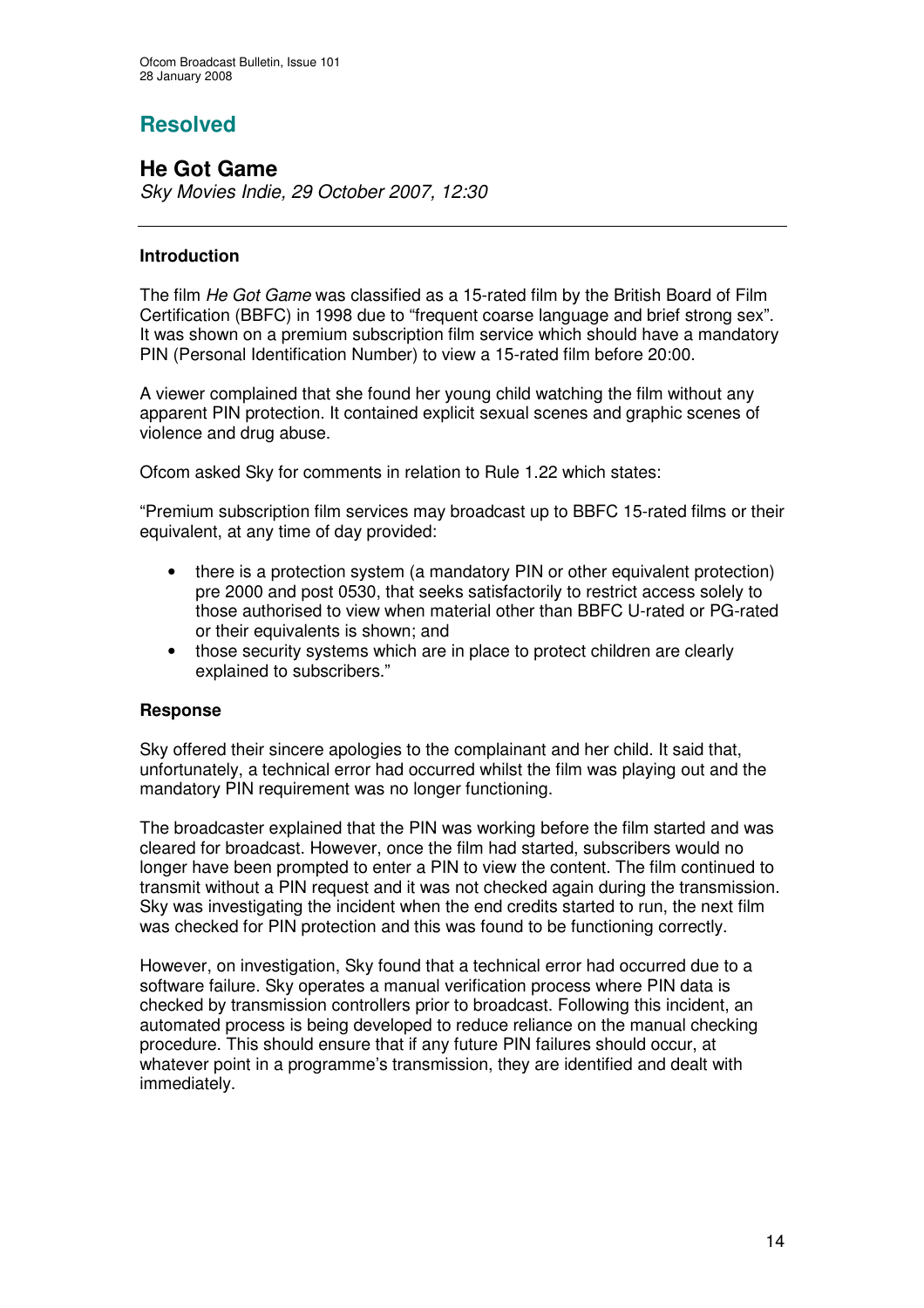## Resolved

### He Got Game

*Sky Movies Indie, 29 October 2007, 12:30*

---

**Introduction**

The film *He Got Game* was classified as a 15-rated film by the British Board of Film Certification (BBFC) in 1998 due to "frequent coarse language and brief strong sex". It was shown on a premium subscription film service which should have a mandatory PIN (Personal Identification Number) to view a 15-rated film before 20:00.

A viewer complained that she found her young child watching the film without any apparent PIN protection. It contained explicit sexual scenes and graphic scenes of violence and drug abuse.

Ofcom asked Sky for comments in relation to Rule 1.22 which states:

"Premium subscription film services may broadcast up to BBFC 15-rated films or their equivalent, at any time of day provided:

- there is a protection system (a mandatory PIN or other equivalent protection) pre 2000 and post 0530, that seeks satisfactorily to restrict access solely to those authorised to view when material other than BBFC U-rated or PG-rated or their equivalents is shown; and
- those security systems which are in place to protect children are clearly explained to subscribers."

**Response**

Sky offered their sincere apologies to the complainant and her child. It said that, unfortunately, a technical error had occurred whilst the film was playing out and the mandatory PIN requirement was no longer functioning.

The broadcaster explained that the PIN was working before the film started and was cleared for broadcast. However, once the film had started, subscribers would no longer have been prompted to enter a PIN to view the content. The film continued to transmit without a PIN request and it was not checked again during the transmission. Sky was investigating the incident when the end credits started to run, the next film was checked for PIN protection and this was found to be functioning correctly.

However, on investigation, Sky found that a technical error had occurred due to a software failure. Sky operates a manual verification process where PIN data is checked by transmission controllers prior to broadcast. Following this incident, an automated process is being developed to reduce reliance on the manual checking procedure. This should ensure that if any future PIN failures should occur, at whatever point in a programme's transmission, they are identified and dealt with immediately.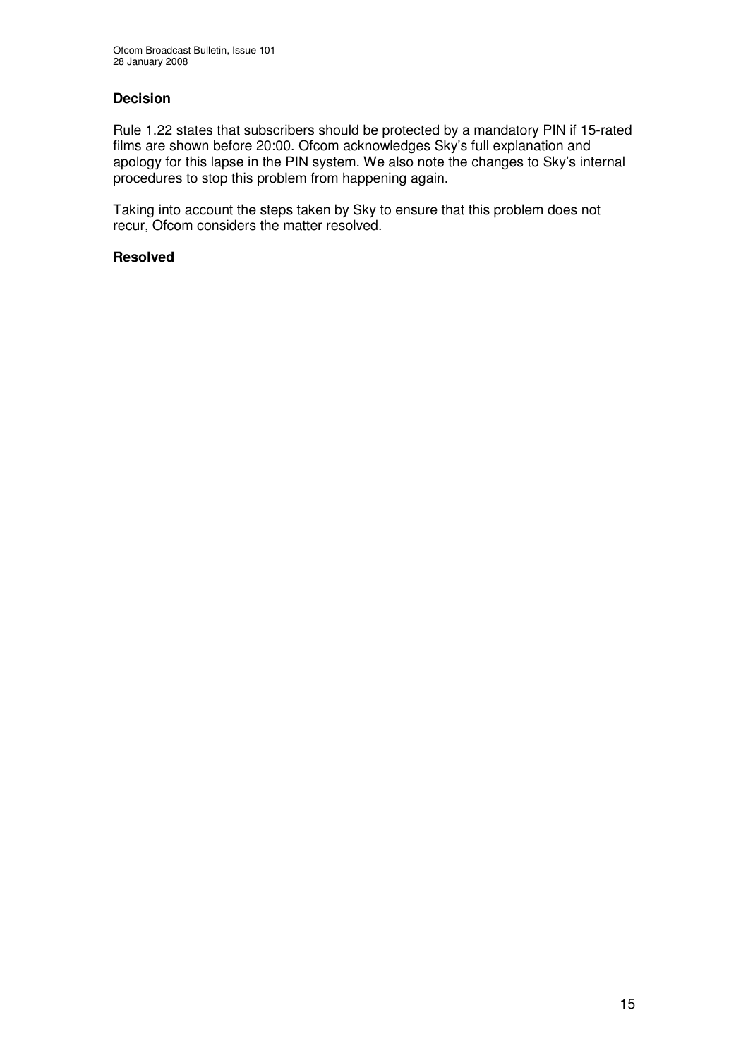### Decision

Rule 1.22 states that subscribers should be protected by a mandatory PIN if 15-rated films are shown before 20:00. Ofcom acknowledges Sky's full explanation and apology for this lapse in the PIN system. We also note the changes to Sky's internal procedures to stop this problem from happening again.

Taking into account the steps taken by Sky to ensure that this problem does not recur, Ofcom considers the matter resolved.

**Resolved**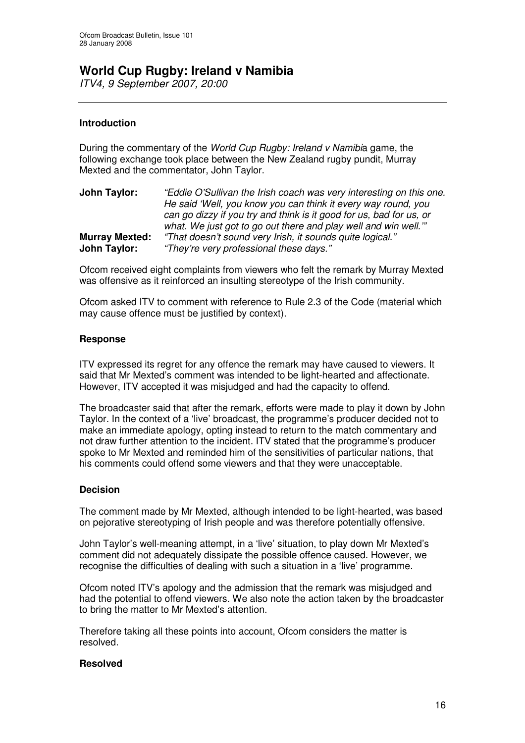# World Cup Rugby: Ireland v Namibia

*ITV4, 9 September 2007, 20:00*

---

### Introduction

During the commentary of the *World Cup Rugby: Ireland v Namibia* game, the following exchange took place between the New Zealand rugby pundit, Murray Mexted and the commentator, John Taylor.

**John Taylor:** *"Eddie O'Sullivan the Irish coach was very interesting on this one. He said 'Well, you know you can think it every way round, you can go dizzy if you try and think is it good for us, bad for us, or what. We just got to go out there and play well and win well.'"*

**Murray Mexted:** *"That doesn't sound very Irish, it sounds quite logical."*

**John Taylor:** *"They're very professional these days."*

Ofcom received eight complaints from viewers who felt the remark by Murray Mexted was offensive as it reinforced an insulting stereotype of the Irish community.

Ofcom asked ITV to comment with reference to Rule 2.3 of the Code (material which may cause offence must be justified by context).

### Response

ITV expressed its regret for any offence the remark may have caused to viewers. It said that Mr Mexted's comment was intended to be light-hearted and affectionate. However, ITV accepted it was misjudged and had the capacity to offend.

The broadcaster said that after the remark, efforts were made to play it down by John Taylor. In the context of a 'live' broadcast, the programme's producer decided not to make an immediate apology, opting instead to return to the match commentary and not draw further attention to the incident. ITV stated that the programme's producer spoke to Mr Mexted and reminded him of the sensitivities of particular nations, that his comments could offend some viewers and that they were unacceptable.

### Decision

The comment made by Mr Mexted, although intended to be light-hearted, was based on pejorative stereotyping of Irish people and was therefore potentially offensive.

John Taylor's well-meaning attempt, in a 'live' situation, to play down Mr Mexted's comment did not adequately dissipate the possible offence caused. However, we recognise the difficulties of dealing with such a situation in a 'live' programme.

Ofcom noted ITV's apology and the admission that the remark was misjudged and had the potential to offend viewers. We also note the action taken by the broadcaster to bring the matter to Mr Mexted's attention.

Therefore taking all these points into account, Ofcom considers the matter is resolved.

### Resolved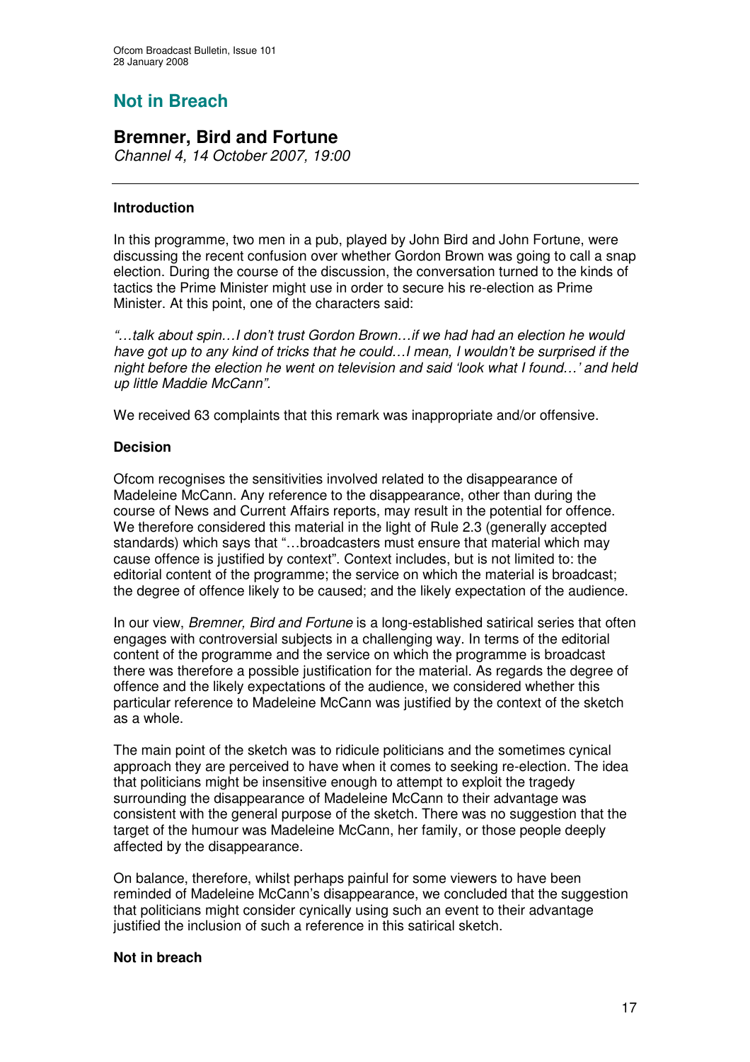# Not in Breach

## Bremner, Bird and Fortune

*Channel 4, 14 October 2007, 19:00*

---

### Introduction

In this programme, two men in a pub, played by John Bird and John Fortune, were discussing the recent confusion over whether Gordon Brown was going to call a snap election. During the course of the discussion, the conversation turned to the kinds of tactics the Prime Minister might use in order to secure his re-election as Prime Minister. At this point, one of the characters said:

*"…talk about spin…I don't trust Gordon Brown…if we had had an election he would have got up to any kind of tricks that he could…I mean, I wouldn't be surprised if the night before the election he went on television and said 'look what I found…' and held up little Maddie McCann".*

We received 63 complaints that this remark was inappropriate and/or offensive.

### Decision

Ofcom recognises the sensitivities involved related to the disappearance of Madeleine McCann. Any reference to the disappearance, other than during the course of News and Current Affairs reports, may result in the potential for offence. We therefore considered this material in the light of Rule 2.3 (generally accepted standards) which says that "…broadcasters must ensure that material which may cause offence is justified by context". Context includes, but is not limited to: the editorial content of the programme; the service on which the material is broadcast; the degree of offence likely to be caused; and the likely expectation of the audience.

In our view, *Bremner, Bird and Fortune* is a long-established satirical series that often engages with controversial subjects in a challenging way. In terms of the editorial content of the programme and the service on which the programme is broadcast there was therefore a possible justification for the material. As regards the degree of offence and the likely expectations of the audience, we considered whether this particular reference to Madeleine McCann was justified by the context of the sketch as a whole.

The main point of the sketch was to ridicule politicians and the sometimes cynical approach they are perceived to have when it comes to seeking re-election. The idea that politicians might be insensitive enough to attempt to exploit the tragedy surrounding the disappearance of Madeleine McCann to their advantage was consistent with the general purpose of the sketch. There was no suggestion that the target of the humour was Madeleine McCann, her family, or those people deeply affected by the disappearance.

On balance, therefore, whilst perhaps painful for some viewers to have been reminded of Madeleine McCann's disappearance, we concluded that the suggestion that politicians might consider cynically using such an event to their advantage justified the inclusion of such a reference in this satirical sketch.

**Not in breach**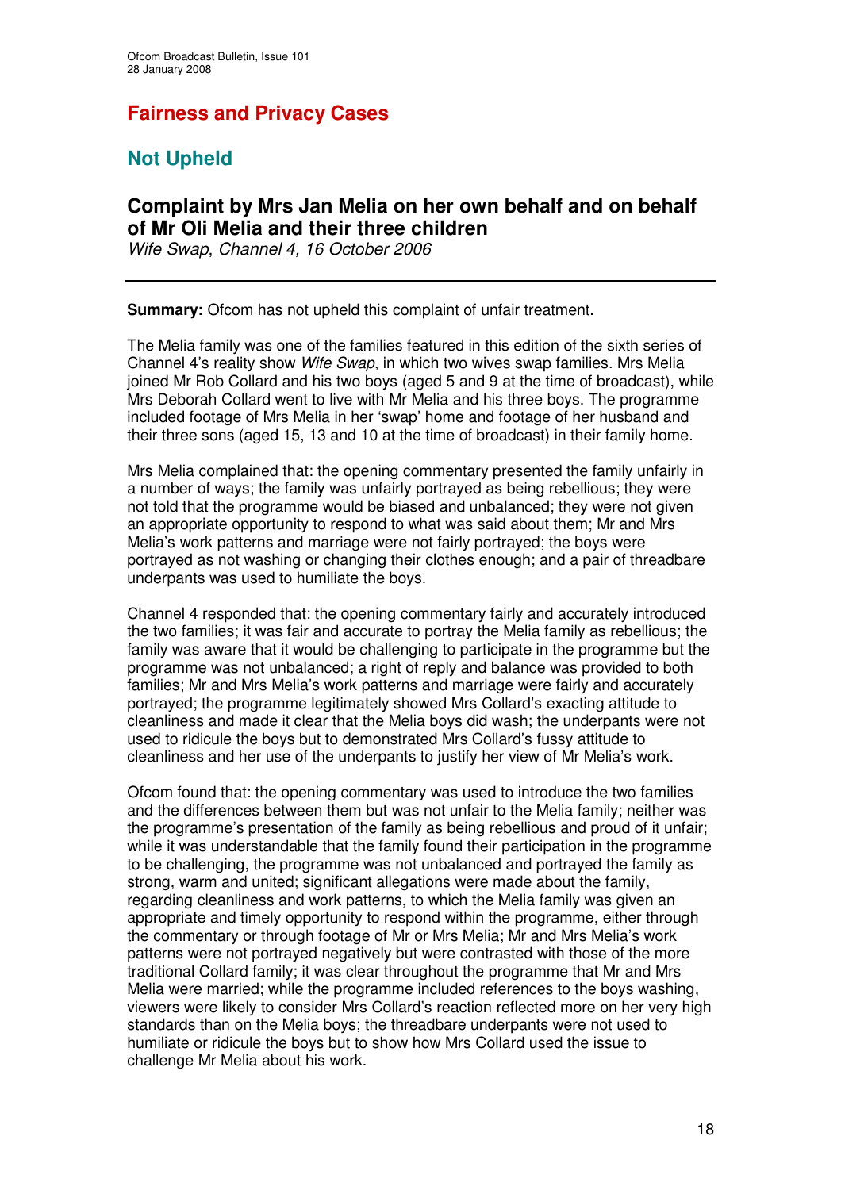# Fairness and Privacy Cases

## Not Upheld

### Complaint by Mrs Jan Melia on her own behalf and on behalf of Mr Oli Melia and their three children

*Wife Swap, Channel 4, 16 October 2006*

---

**Summary:** Ofcom has not upheld this complaint of unfair treatment.

The Melia family was one of the families featured in this edition of the sixth series of Channel 4's reality show *Wife Swap*, in which two wives swap families. Mrs Melia joined Mr Rob Collard and his two boys (aged 5 and 9 at the time of broadcast), while Mrs Deborah Collard went to live with Mr Melia and his three boys. The programme included footage of Mrs Melia in her 'swap' home and footage of her husband and their three sons (aged 15, 13 and 10 at the time of broadcast) in their family home.

Mrs Melia complained that: the opening commentary presented the family unfairly in a number of ways; the family was unfairly portrayed as being rebellious; they were not told that the programme would be biased and unbalanced; they were not given an appropriate opportunity to respond to what was said about them; Mr and Mrs Melia's work patterns and marriage were not fairly portrayed; the boys were portrayed as not washing or changing their clothes enough; and a pair of threadbare underpants was used to humiliate the boys.

Channel 4 responded that: the opening commentary fairly and accurately introduced the two families; it was fair and accurate to portray the Melia family as rebellious; the family was aware that it would be challenging to participate in the programme but the programme was not unbalanced; a right of reply and balance was provided to both families; Mr and Mrs Melia's work patterns and marriage were fairly and accurately portrayed; the programme legitimately showed Mrs Collard's exacting attitude to cleanliness and made it clear that the Melia boys did wash; the underpants were not used to ridicule the boys but to demonstrated Mrs Collard's fussy attitude to cleanliness and her use of the underpants to justify her view of Mr Melia's work.

Ofcom found that: the opening commentary was used to introduce the two families and the differences between them but was not unfair to the Melia family; neither was the programme's presentation of the family as being rebellious and proud of it unfair; while it was understandable that the family found their participation in the programme to be challenging, the programme was not unbalanced and portrayed the family as strong, warm and united; significant allegations were made about the family, regarding cleanliness and work patterns, to which the Melia family was given an appropriate and timely opportunity to respond within the programme, either through the commentary or through footage of Mr or Mrs Melia; Mr and Mrs Melia's work patterns were not portrayed negatively but were contrasted with those of the more traditional Collard family; it was clear throughout the programme that Mr and Mrs Melia were married; while the programme included references to the boys washing, viewers were likely to consider Mrs Collard's reaction reflected more on her very high standards than on the Melia boys; the threadbare underpants were not used to humiliate or ridicule the boys but to show how Mrs Collard used the issue to challenge Mr Melia about his work.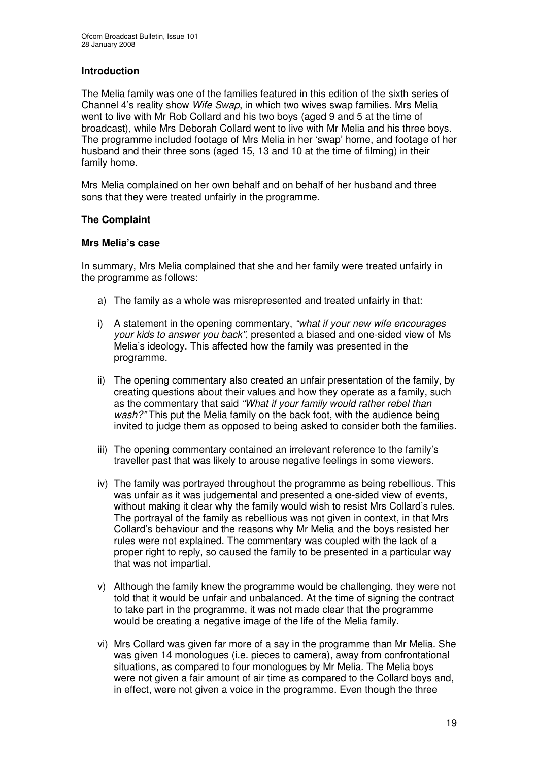### Introduction

The Melia family was one of the families featured in this edition of the sixth series of Channel 4's reality show *Wife Swap*, in which two wives swap families. Mrs Melia went to live with Mr Rob Collard and his two boys (aged 9 and 5 at the time of broadcast), while Mrs Deborah Collard went to live with Mr Melia and his three boys. The programme included footage of Mrs Melia in her 'swap' home, and footage of her husband and their three sons (aged 15, 13 and 10 at the time of filming) in their family home.

Mrs Melia complained on her own behalf and on behalf of her husband and three sons that they were treated unfairly in the programme.

### The Complaint

#### Mrs Melia's case

In summary, Mrs Melia complained that she and her family were treated unfairly in the programme as follows:

a) The family as a whole was misrepresented and treated unfairly in that:

i) A statement in the opening commentary, *"what if your new wife encourages your kids to answer you back"*, presented a biased and one-sided view of Ms Melia's ideology. This affected how the family was presented in the programme.

ii) The opening commentary also created an unfair presentation of the family, by creating questions about their values and how they operate as a family, such as the commentary that said *"What if your family would rather rebel than wash?"* This put the Melia family on the back foot, with the audience being invited to judge them as opposed to being asked to consider both the families.

iii) The opening commentary contained an irrelevant reference to the family's traveller past that was likely to arouse negative feelings in some viewers.

iv) The family was portrayed throughout the programme as being rebellious. This was unfair as it was judgemental and presented a one-sided view of events, without making it clear why the family would wish to resist Mrs Collard's rules. The portrayal of the family as rebellious was not given in context, in that Mrs Collard's behaviour and the reasons why Mr Melia and the boys resisted her rules were not explained. The commentary was coupled with the lack of a proper right to reply, so caused the family to be presented in a particular way that was not impartial.

v) Although the family knew the programme would be challenging, they were not told that it would be unfair and unbalanced. At the time of signing the contract to take part in the programme, it was not made clear that the programme would be creating a negative image of the life of the Melia family.

vi) Mrs Collard was given far more of a say in the programme than Mr Melia. She was given 14 monologues (i.e. pieces to camera), away from confrontational situations, as compared to four monologues by Mr Melia. The Melia boys were not given a fair amount of air time as compared to the Collard boys and, in effect, were not given a voice in the programme. Even though the three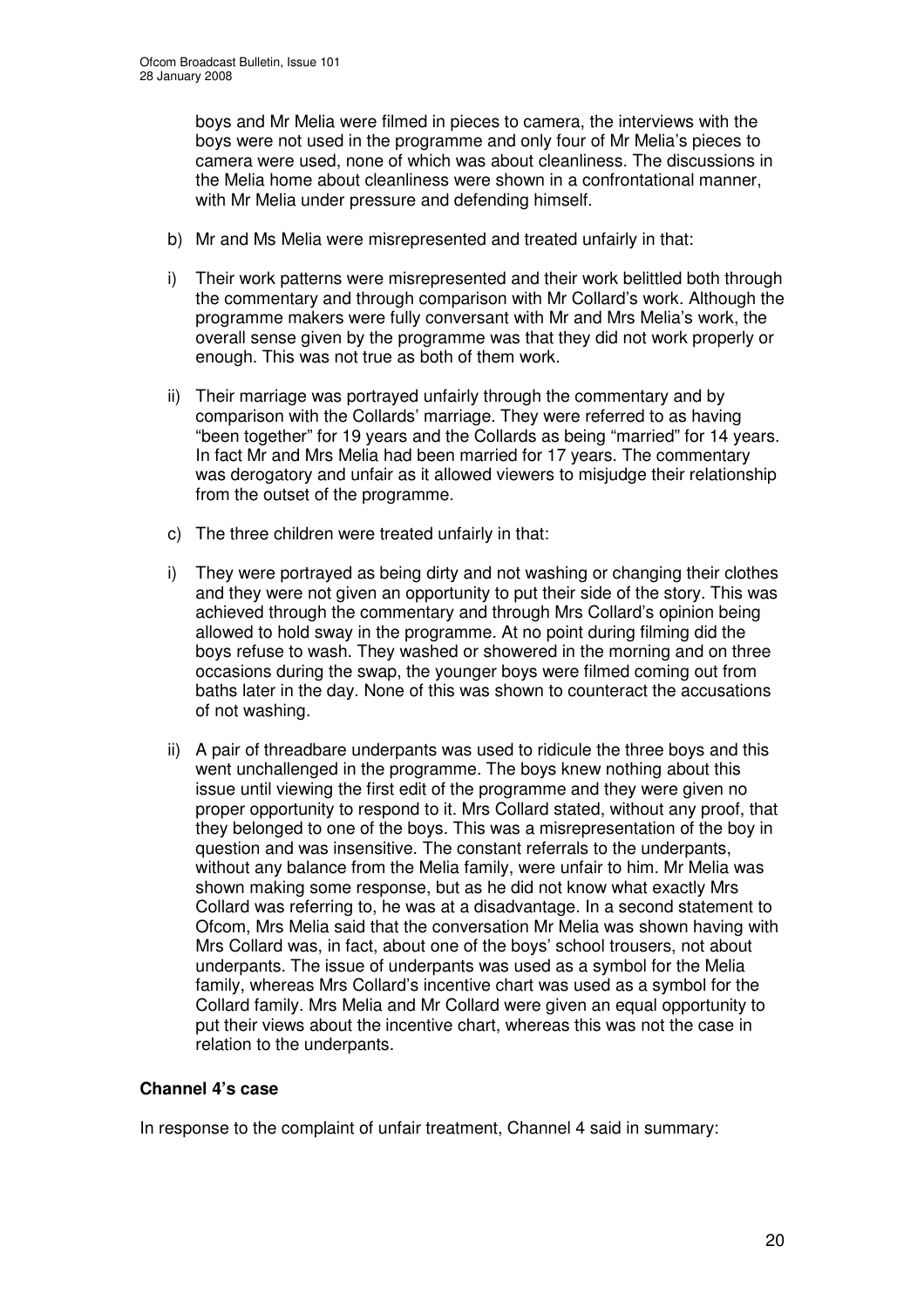boys and Mr Melia were filmed in pieces to camera, the interviews with the boys were not used in the programme and only four of Mr Melia's pieces to camera were used, none of which was about cleanliness. The discussions in the Melia home about cleanliness were shown in a confrontational manner, with Mr Melia under pressure and defending himself.

b) Mr and Ms Melia were misrepresented and treated unfairly in that:

i) Their work patterns were misrepresented and their work belittled both through the commentary and through comparison with Mr Collard's work. Although the programme makers were fully conversant with Mr and Mrs Melia's work, the overall sense given by the programme was that they did not work properly or enough. This was not true as both of them work.

ii) Their marriage was portrayed unfairly through the commentary and by comparison with the Collards' marriage. They were referred to as having "been together" for 19 years and the Collards as being "married" for 14 years. In fact Mr and Mrs Melia had been married for 17 years. The commentary was derogatory and unfair as it allowed viewers to misjudge their relationship from the outset of the programme.

c) The three children were treated unfairly in that:

i) They were portrayed as being dirty and not washing or changing their clothes and they were not given an opportunity to put their side of the story. This was achieved through the commentary and through Mrs Collard's opinion being allowed to hold sway in the programme. At no point during filming did the boys refuse to wash. They washed or showered in the morning and on three occasions during the swap, the younger boys were filmed coming out from baths later in the day. None of this was shown to counteract the accusations of not washing.

ii) A pair of threadbare underpants was used to ridicule the three boys and this went unchallenged in the programme. The boys knew nothing about this issue until viewing the first edit of the programme and they were given no proper opportunity to respond to it. Mrs Collard stated, without any proof, that they belonged to one of the boys. This was a misrepresentation of the boy in question and was insensitive. The constant referrals to the underpants, without any balance from the Melia family, were unfair to him. Mr Melia was shown making some response, but as he did not know what exactly Mrs Collard was referring to, he was at a disadvantage. In a second statement to Ofcom, Mrs Melia said that the conversation Mr Melia was shown having with Mrs Collard was, in fact, about one of the boys' school trousers, not about underpants. The issue of underpants was used as a symbol for the Melia family, whereas Mrs Collard's incentive chart was used as a symbol for the Collard family. Mrs Melia and Mr Collard were given an equal opportunity to put their views about the incentive chart, whereas this was not the case in relation to the underpants.

**Channel 4's case**

In response to the complaint of unfair treatment, Channel 4 said in summary: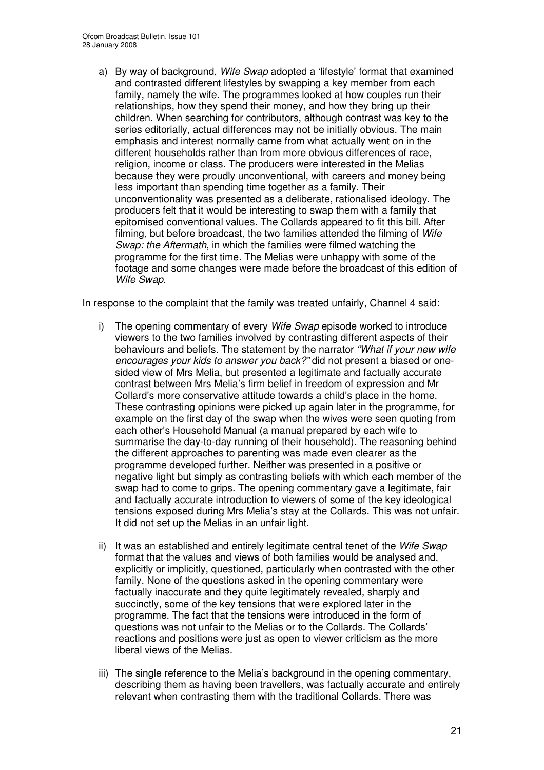a) By way of background, *Wife Swap* adopted a 'lifestyle' format that examined and contrasted different lifestyles by swapping a key member from each family, namely the wife. The programmes looked at how couples run their relationships, how they spend their money, and how they bring up their children. When searching for contributors, although contrast was key to the series editorially, actual differences may not be initially obvious. The main emphasis and interest normally came from what actually went on in the different households rather than from more obvious differences of race, religion, income or class. The producers were interested in the Melias because they were proudly unconventional, with careers and money being less important than spending time together as a family. Their unconventionality was presented as a deliberate, rationalised ideology. The producers felt that it would be interesting to swap them with a family that epitomised conventional values. The Collards appeared to fit this bill. After filming, but before broadcast, the two families attended the filming of *Wife Swap: the Aftermath*, in which the families were filmed watching the programme for the first time. The Melias were unhappy with some of the footage and some changes were made before the broadcast of this edition of *Wife Swap*.

In response to the complaint that the family was treated unfairly, Channel 4 said:

i) The opening commentary of every *Wife Swap* episode worked to introduce viewers to the two families involved by contrasting different aspects of their behaviours and beliefs. The statement by the narrator *"What if your new wife encourages your kids to answer you back?"* did not present a biased or one-sided view of Mrs Melia, but presented a legitimate and factually accurate contrast between Mrs Melia's firm belief in freedom of expression and Mr Collard's more conservative attitude towards a child's place in the home. These contrasting opinions were picked up again later in the programme, for example on the first day of the swap when the wives were seen quoting from each other's Household Manual (a manual prepared by each wife to summarise the day-to-day running of their household). The reasoning behind the different approaches to parenting was made even clearer as the programme developed further. Neither was presented in a positive or negative light but simply as contrasting beliefs with which each member of the swap had to come to grips. The opening commentary gave a legitimate, fair and factually accurate introduction to viewers of some of the key ideological tensions exposed during Mrs Melia's stay at the Collards. This was not unfair. It did not set up the Melias in an unfair light.

ii) It was an established and entirely legitimate central tenet of the *Wife Swap* format that the values and views of both families would be analysed and, explicitly or implicitly, questioned, particularly when contrasted with the other family. None of the questions asked in the opening commentary were factually inaccurate and they quite legitimately revealed, sharply and succinctly, some of the key tensions that were explored later in the programme. The fact that the tensions were introduced in the form of questions was not unfair to the Melias or to the Collards. The Collards' reactions and positions were just as open to viewer criticism as the more liberal views of the Melias.

iii) The single reference to the Melia's background in the opening commentary, describing them as having been travellers, was factually accurate and entirely relevant when contrasting them with the traditional Collards. There was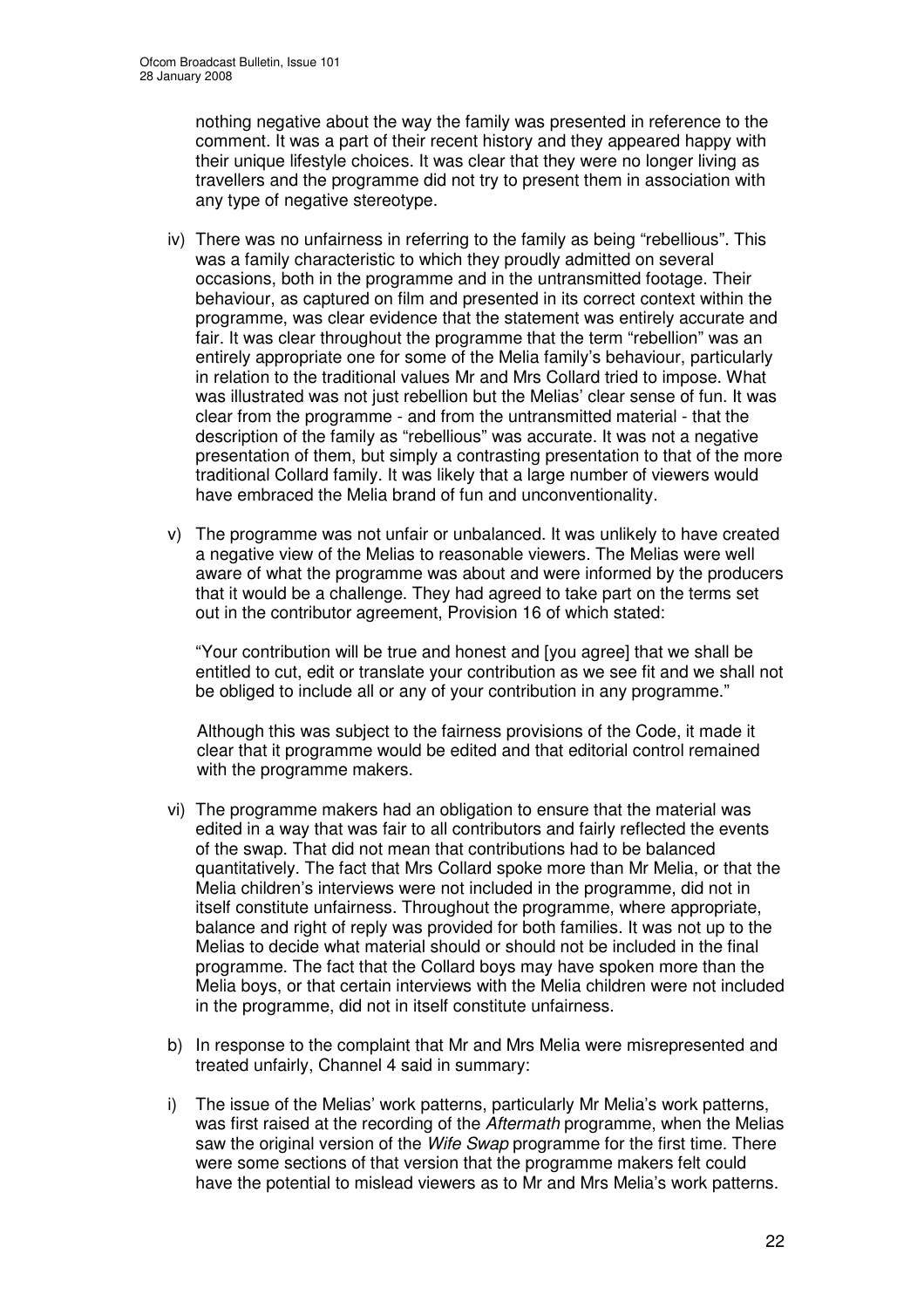nothing negative about the way the family was presented in reference to the comment. It was a part of their recent history and they appeared happy with their unique lifestyle choices. It was clear that they were no longer living as travellers and the programme did not try to present them in association with any type of negative stereotype.

iv) There was no unfairness in referring to the family as being "rebellious". This was a family characteristic to which they proudly admitted on several occasions, both in the programme and in the untransmitted footage. Their behaviour, as captured on film and presented in its correct context within the programme, was clear evidence that the statement was entirely accurate and fair. It was clear throughout the programme that the term "rebellion" was an entirely appropriate one for some of the Melia family's behaviour, particularly in relation to the traditional values Mr and Mrs Collard tried to impose. What was illustrated was not just rebellion but the Melias' clear sense of fun. It was clear from the programme - and from the untransmitted material - that the description of the family as "rebellious" was accurate. It was not a negative presentation of them, but simply a contrasting presentation to that of the more traditional Collard family. It was likely that a large number of viewers would have embraced the Melia brand of fun and unconventionality.

v) The programme was not unfair or unbalanced. It was unlikely to have created a negative view of the Melias to reasonable viewers. The Melias were well aware of what the programme was about and were informed by the producers that it would be a challenge. They had agreed to take part on the terms set out in the contributor agreement, Provision 16 of which stated:

"Your contribution will be true and honest and [you agree] that we shall be entitled to cut, edit or translate your contribution as we see fit and we shall not be obliged to include all or any of your contribution in any programme."

Although this was subject to the fairness provisions of the Code, it made it clear that it programme would be edited and that editorial control remained with the programme makers.

vi) The programme makers had an obligation to ensure that the material was edited in a way that was fair to all contributors and fairly reflected the events of the swap. That did not mean that contributions had to be balanced quantitatively. The fact that Mrs Collard spoke more than Mr Melia, or that the Melia children's interviews were not included in the programme, did not in itself constitute unfairness. Throughout the programme, where appropriate, balance and right of reply was provided for both families. It was not up to the Melias to decide what material should or should not be included in the final programme. The fact that the Collard boys may have spoken more than the Melia boys, or that certain interviews with the Melia children were not included in the programme, did not in itself constitute unfairness.

b) In response to the complaint that Mr and Mrs Melia were misrepresented and treated unfairly, Channel 4 said in summary:

i) The issue of the Melias' work patterns, particularly Mr Melia's work patterns, was first raised at the recording of the *Aftermath* programme, when the Melias saw the original version of the *Wife Swap* programme for the first time. There were some sections of that version that the programme makers felt could have the potential to mislead viewers as to Mr and Mrs Melia's work patterns.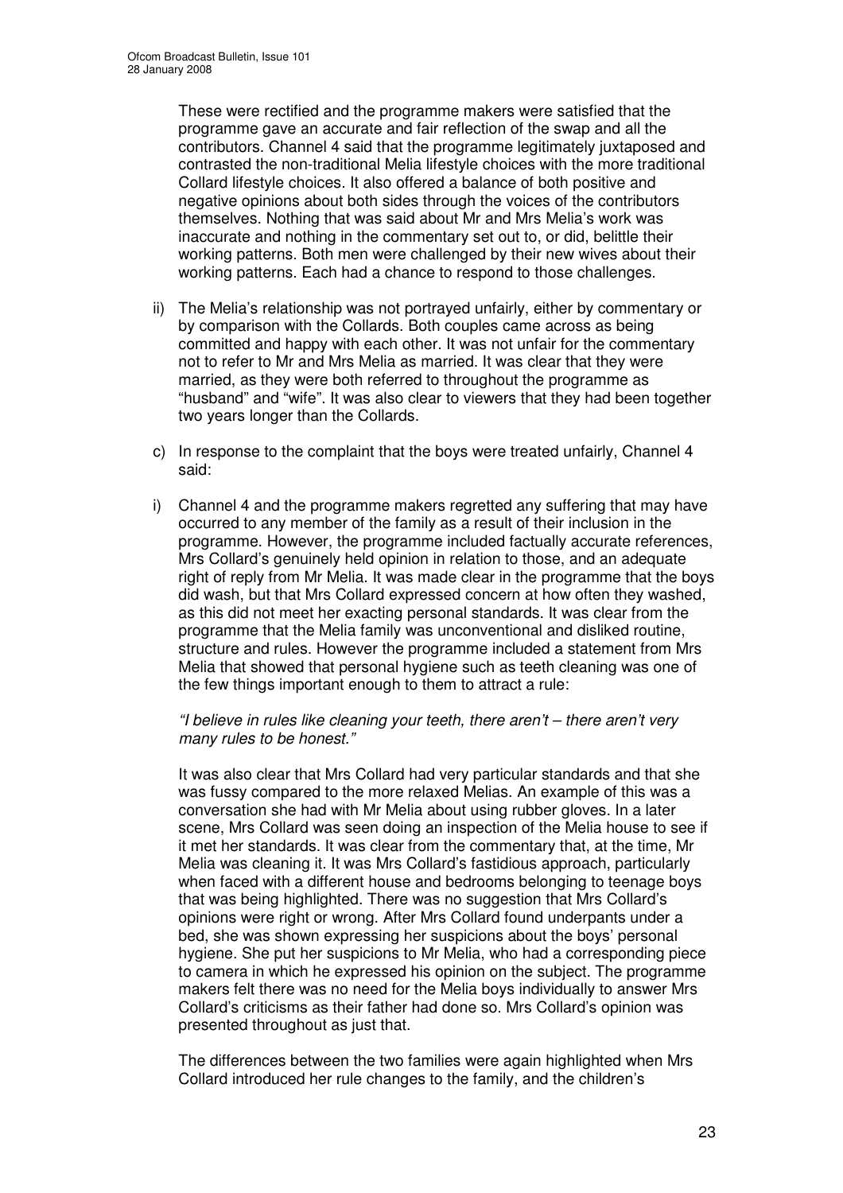These were rectified and the programme makers were satisfied that the programme gave an accurate and fair reflection of the swap and all the contributors. Channel 4 said that the programme legitimately juxtaposed and contrasted the non-traditional Melia lifestyle choices with the more traditional Collard lifestyle choices. It also offered a balance of both positive and negative opinions about both sides through the voices of the contributors themselves. Nothing that was said about Mr and Mrs Melia's work was inaccurate and nothing in the commentary set out to, or did, belittle their working patterns. Both men were challenged by their new wives about their working patterns. Each had a chance to respond to those challenges.

ii) The Melia's relationship was not portrayed unfairly, either by commentary or by comparison with the Collards. Both couples came across as being committed and happy with each other. It was not unfair for the commentary not to refer to Mr and Mrs Melia as married. It was clear that they were married, as they were both referred to throughout the programme as "husband" and "wife". It was also clear to viewers that they had been together two years longer than the Collards.

c) In response to the complaint that the boys were treated unfairly, Channel 4 said:

i) Channel 4 and the programme makers regretted any suffering that may have occurred to any member of the family as a result of their inclusion in the programme. However, the programme included factually accurate references, Mrs Collard's genuinely held opinion in relation to those, and an adequate right of reply from Mr Melia. It was made clear in the programme that the boys did wash, but that Mrs Collard expressed concern at how often they washed, as this did not meet her exacting personal standards. It was clear from the programme that the Melia family was unconventional and disliked routine, structure and rules. However the programme included a statement from Mrs Melia that showed that personal hygiene such as teeth cleaning was one of the few things important enough to them to attract a rule:

*"I believe in rules like cleaning your teeth, there aren't – there aren't very many rules to be honest."*

It was also clear that Mrs Collard had very particular standards and that she was fussy compared to the more relaxed Melias. An example of this was a conversation she had with Mr Melia about using rubber gloves. In a later scene, Mrs Collard was seen doing an inspection of the Melia house to see if it met her standards. It was clear from the commentary that, at the time, Mr Melia was cleaning it. It was Mrs Collard's fastidious approach, particularly when faced with a different house and bedrooms belonging to teenage boys that was being highlighted. There was no suggestion that Mrs Collard's opinions were right or wrong. After Mrs Collard found underpants under a bed, she was shown expressing her suspicions about the boys' personal hygiene. She put her suspicions to Mr Melia, who had a corresponding piece to camera in which he expressed his opinion on the subject. The programme makers felt there was no need for the Melia boys individually to answer Mrs Collard's criticisms as their father had done so. Mrs Collard's opinion was presented throughout as just that.

The differences between the two families were again highlighted when Mrs Collard introduced her rule changes to the family, and the children's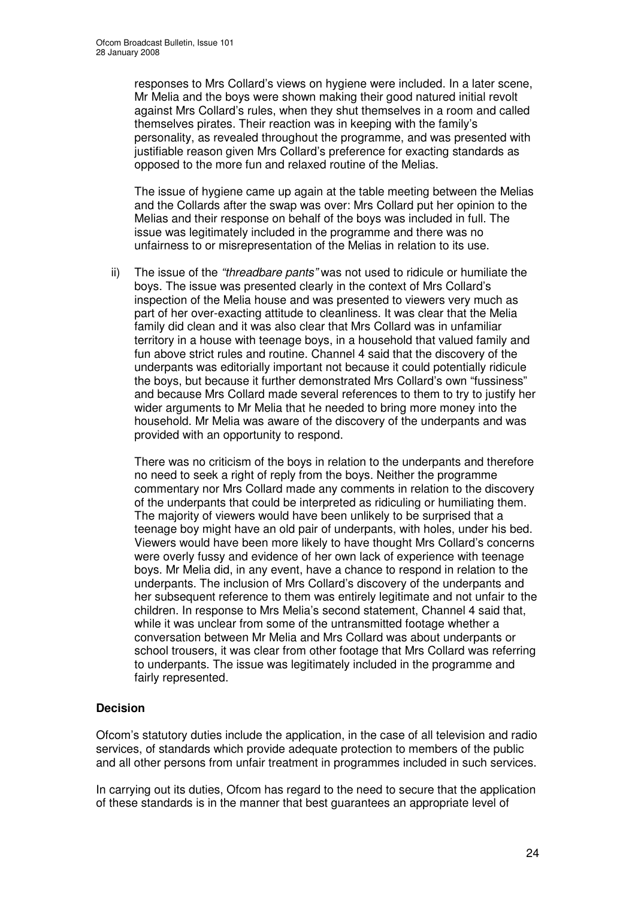responses to Mrs Collard's views on hygiene were included. In a later scene, Mr Melia and the boys were shown making their good natured initial revolt against Mrs Collard's rules, when they shut themselves in a room and called themselves pirates. Their reaction was in keeping with the family's personality, as revealed throughout the programme, and was presented with justifiable reason given Mrs Collard's preference for exacting standards as opposed to the more fun and relaxed routine of the Melias.

The issue of hygiene came up again at the table meeting between the Melias and the Collards after the swap was over: Mrs Collard put her opinion to the Melias and their response on behalf of the boys was included in full. The issue was legitimately included in the programme and there was no unfairness to or misrepresentation of the Melias in relation to its use.

ii) The issue of the *"threadbare pants"* was not used to ridicule or humiliate the boys. The issue was presented clearly in the context of Mrs Collard's inspection of the Melia house and was presented to viewers very much as part of her over-exacting attitude to cleanliness. It was clear that the Melia family did clean and it was also clear that Mrs Collard was in unfamiliar territory in a house with teenage boys, in a household that valued family and fun above strict rules and routine. Channel 4 said that the discovery of the underpants was editorially important not because it could potentially ridicule the boys, but because it further demonstrated Mrs Collard's own "fussiness" and because Mrs Collard made several references to them to try to justify her wider arguments to Mr Melia that he needed to bring more money into the household. Mr Melia was aware of the discovery of the underpants and was provided with an opportunity to respond.

There was no criticism of the boys in relation to the underpants and therefore no need to seek a right of reply from the boys. Neither the programme commentary nor Mrs Collard made any comments in relation to the discovery of the underpants that could be interpreted as ridiculing or humiliating them. The majority of viewers would have been unlikely to be surprised that a teenage boy might have an old pair of underpants, with holes, under his bed. Viewers would have been more likely to have thought Mrs Collard's concerns were overly fussy and evidence of her own lack of experience with teenage boys. Mr Melia did, in any event, have a chance to respond in relation to the underpants. The inclusion of Mrs Collard's discovery of the underpants and her subsequent reference to them was entirely legitimate and not unfair to the children. In response to Mrs Melia's second statement, Channel 4 said that, while it was unclear from some of the untransmitted footage whether a conversation between Mr Melia and Mrs Collard was about underpants or school trousers, it was clear from other footage that Mrs Collard was referring to underpants. The issue was legitimately included in the programme and fairly represented.

## Decision

Ofcom's statutory duties include the application, in the case of all television and radio services, of standards which provide adequate protection to members of the public and all other persons from unfair treatment in programmes included in such services.

In carrying out its duties, Ofcom has regard to the need to secure that the application of these standards is in the manner that best guarantees an appropriate level of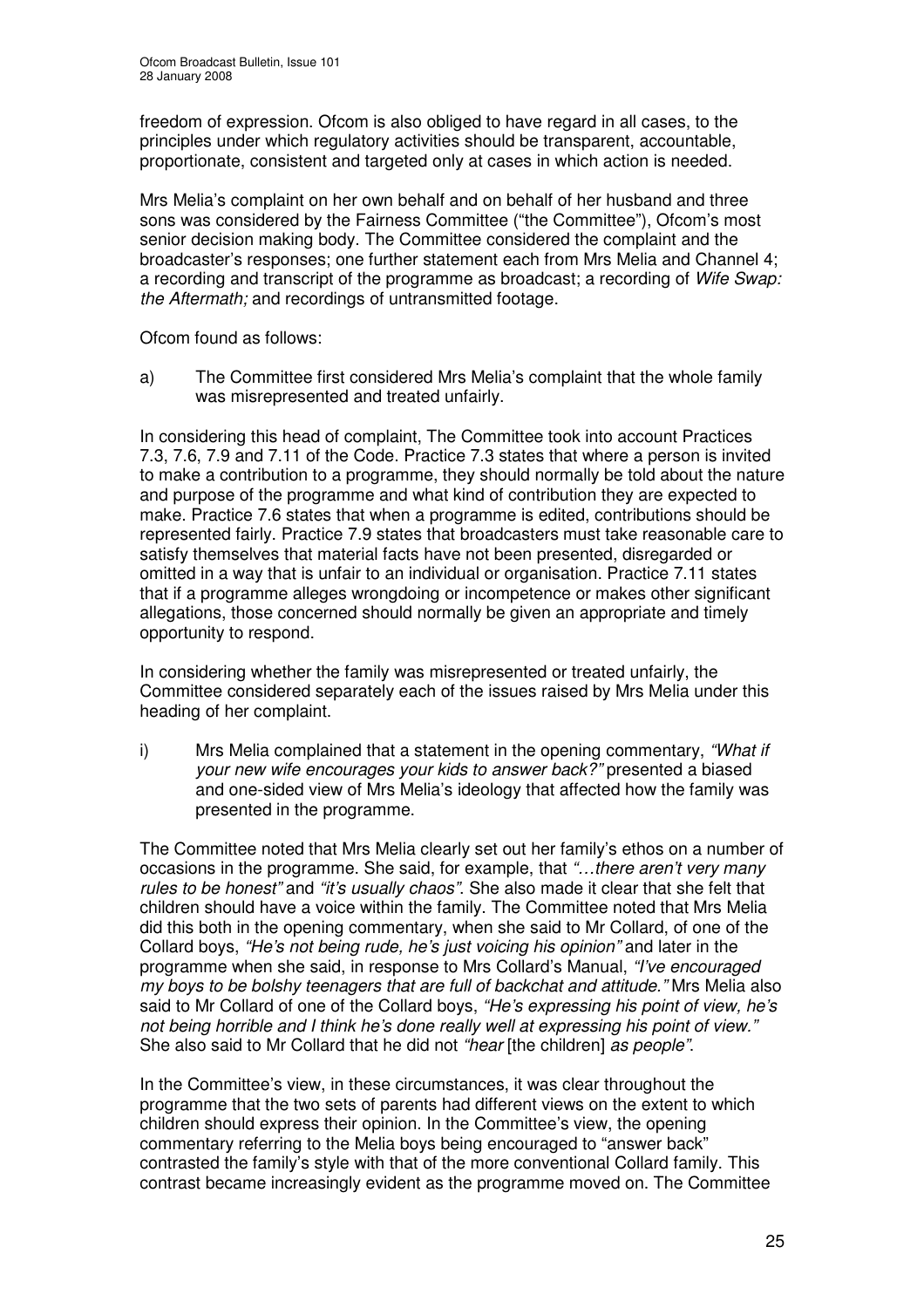freedom of expression. Ofcom is also obliged to have regard in all cases, to the principles under which regulatory activities should be transparent, accountable, proportionate, consistent and targeted only at cases in which action is needed.

Mrs Melia's complaint on her own behalf and on behalf of her husband and three sons was considered by the Fairness Committee ("the Committee"), Ofcom's most senior decision making body. The Committee considered the complaint and the broadcaster's responses; one further statement each from Mrs Melia and Channel 4; a recording and transcript of the programme as broadcast; a recording of *Wife Swap: the Aftermath;* and recordings of untransmitted footage.

Ofcom found as follows:

a) The Committee first considered Mrs Melia's complaint that the whole family was misrepresented and treated unfairly.

In considering this head of complaint, The Committee took into account Practices 7.3, 7.6, 7.9 and 7.11 of the Code. Practice 7.3 states that where a person is invited to make a contribution to a programme, they should normally be told about the nature and purpose of the programme and what kind of contribution they are expected to make. Practice 7.6 states that when a programme is edited, contributions should be represented fairly. Practice 7.9 states that broadcasters must take reasonable care to satisfy themselves that material facts have not been presented, disregarded or omitted in a way that is unfair to an individual or organisation. Practice 7.11 states that if a programme alleges wrongdoing or incompetence or makes other significant allegations, those concerned should normally be given an appropriate and timely opportunity to respond.

In considering whether the family was misrepresented or treated unfairly, the Committee considered separately each of the issues raised by Mrs Melia under this heading of her complaint.

i) Mrs Melia complained that a statement in the opening commentary, *"What if your new wife encourages your kids to answer back?"* presented a biased and one-sided view of Mrs Melia's ideology that affected how the family was presented in the programme.

The Committee noted that Mrs Melia clearly set out her family's ethos on a number of occasions in the programme. She said, for example, that *"…there aren't very many rules to be honest"* and *"it's usually chaos"*. She also made it clear that she felt that children should have a voice within the family. The Committee noted that Mrs Melia did this both in the opening commentary, when she said to Mr Collard, of one of the Collard boys, *"He's not being rude, he's just voicing his opinion"* and later in the programme when she said, in response to Mrs Collard's Manual, *"I've encouraged my boys to be bolshy teenagers that are full of backchat and attitude."* Mrs Melia also said to Mr Collard of one of the Collard boys, *"He's expressing his point of view, he's not being horrible and I think he's done really well at expressing his point of view."* She also said to Mr Collard that he did not *"hear* [the children] *as people"*.

In the Committee's view, in these circumstances, it was clear throughout the programme that the two sets of parents had different views on the extent to which children should express their opinion. In the Committee's view, the opening commentary referring to the Melia boys being encouraged to "answer back" contrasted the family's style with that of the more conventional Collard family. This contrast became increasingly evident as the programme moved on. The Committee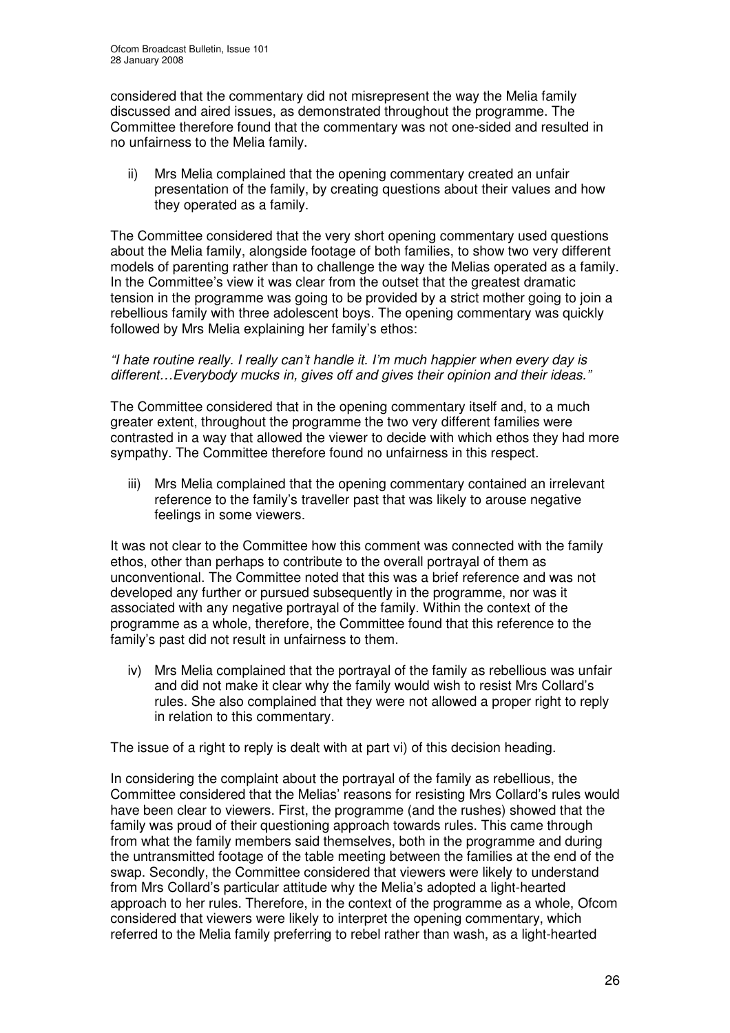considered that the commentary did not misrepresent the way the Melia family discussed and aired issues, as demonstrated throughout the programme. The Committee therefore found that the commentary was not one-sided and resulted in no unfairness to the Melia family.

ii) Mrs Melia complained that the opening commentary created an unfair presentation of the family, by creating questions about their values and how they operated as a family.

The Committee considered that the very short opening commentary used questions about the Melia family, alongside footage of both families, to show two very different models of parenting rather than to challenge the way the Melias operated as a family. In the Committee's view it was clear from the outset that the greatest dramatic tension in the programme was going to be provided by a strict mother going to join a rebellious family with three adolescent boys. The opening commentary was quickly followed by Mrs Melia explaining her family's ethos:

*"I hate routine really. I really can't handle it. I'm much happier when every day is different…Everybody mucks in, gives off and gives their opinion and their ideas."*

The Committee considered that in the opening commentary itself and, to a much greater extent, throughout the programme the two very different families were contrasted in a way that allowed the viewer to decide with which ethos they had more sympathy. The Committee therefore found no unfairness in this respect.

iii) Mrs Melia complained that the opening commentary contained an irrelevant reference to the family's traveller past that was likely to arouse negative feelings in some viewers.

It was not clear to the Committee how this comment was connected with the family ethos, other than perhaps to contribute to the overall portrayal of them as unconventional. The Committee noted that this was a brief reference and was not developed any further or pursued subsequently in the programme, nor was it associated with any negative portrayal of the family. Within the context of the programme as a whole, therefore, the Committee found that this reference to the family's past did not result in unfairness to them.

iv) Mrs Melia complained that the portrayal of the family as rebellious was unfair and did not make it clear why the family would wish to resist Mrs Collard's rules. She also complained that they were not allowed a proper right to reply in relation to this commentary.

The issue of a right to reply is dealt with at part vi) of this decision heading.

In considering the complaint about the portrayal of the family as rebellious, the Committee considered that the Melias' reasons for resisting Mrs Collard's rules would have been clear to viewers. First, the programme (and the rushes) showed that the family was proud of their questioning approach towards rules. This came through from what the family members said themselves, both in the programme and during the untransmitted footage of the table meeting between the families at the end of the swap. Secondly, the Committee considered that viewers were likely to understand from Mrs Collard's particular attitude why the Melia's adopted a light-hearted approach to her rules. Therefore, in the context of the programme as a whole, Ofcom considered that viewers were likely to interpret the opening commentary, which referred to the Melia family preferring to rebel rather than wash, as a light-hearted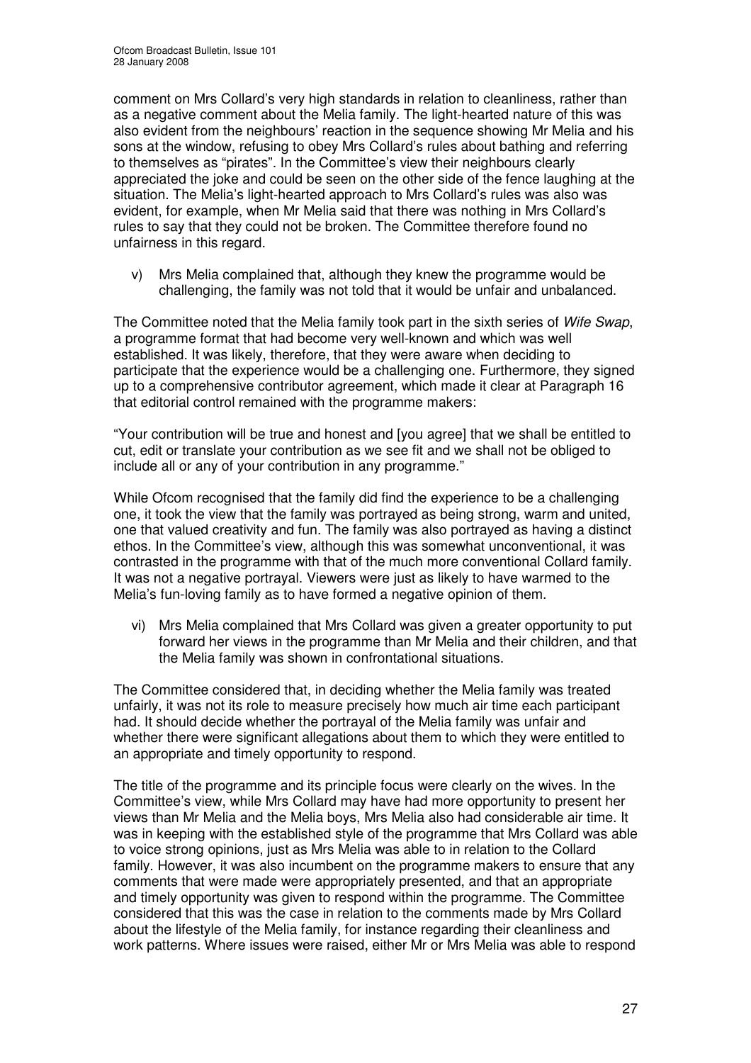comment on Mrs Collard's very high standards in relation to cleanliness, rather than as a negative comment about the Melia family. The light-hearted nature of this was also evident from the neighbours' reaction in the sequence showing Mr Melia and his sons at the window, refusing to obey Mrs Collard's rules about bathing and referring to themselves as "pirates". In the Committee's view their neighbours clearly appreciated the joke and could be seen on the other side of the fence laughing at the situation. The Melia's light-hearted approach to Mrs Collard's rules was also was evident, for example, when Mr Melia said that there was nothing in Mrs Collard's rules to say that they could not be broken. The Committee therefore found no unfairness in this regard.

v) Mrs Melia complained that, although they knew the programme would be challenging, the family was not told that it would be unfair and unbalanced.

The Committee noted that the Melia family took part in the sixth series of *Wife Swap*, a programme format that had become very well-known and which was well established. It was likely, therefore, that they were aware when deciding to participate that the experience would be a challenging one. Furthermore, they signed up to a comprehensive contributor agreement, which made it clear at Paragraph 16 that editorial control remained with the programme makers:

"Your contribution will be true and honest and [you agree] that we shall be entitled to cut, edit or translate your contribution as we see fit and we shall not be obliged to include all or any of your contribution in any programme."

While Ofcom recognised that the family did find the experience to be a challenging one, it took the view that the family was portrayed as being strong, warm and united, one that valued creativity and fun. The family was also portrayed as having a distinct ethos. In the Committee's view, although this was somewhat unconventional, it was contrasted in the programme with that of the much more conventional Collard family. It was not a negative portrayal. Viewers were just as likely to have warmed to the Melia's fun-loving family as to have formed a negative opinion of them.

vi) Mrs Melia complained that Mrs Collard was given a greater opportunity to put forward her views in the programme than Mr Melia and their children, and that the Melia family was shown in confrontational situations.

The Committee considered that, in deciding whether the Melia family was treated unfairly, it was not its role to measure precisely how much air time each participant had. It should decide whether the portrayal of the Melia family was unfair and whether there were significant allegations about them to which they were entitled to an appropriate and timely opportunity to respond.

The title of the programme and its principle focus were clearly on the wives. In the Committee's view, while Mrs Collard may have had more opportunity to present her views than Mr Melia and the Melia boys, Mrs Melia also had considerable air time. It was in keeping with the established style of the programme that Mrs Collard was able to voice strong opinions, just as Mrs Melia was able to in relation to the Collard family. However, it was also incumbent on the programme makers to ensure that any comments that were made were appropriately presented, and that an appropriate and timely opportunity was given to respond within the programme. The Committee considered that this was the case in relation to the comments made by Mrs Collard about the lifestyle of the Melia family, for instance regarding their cleanliness and work patterns. Where issues were raised, either Mr or Mrs Melia was able to respond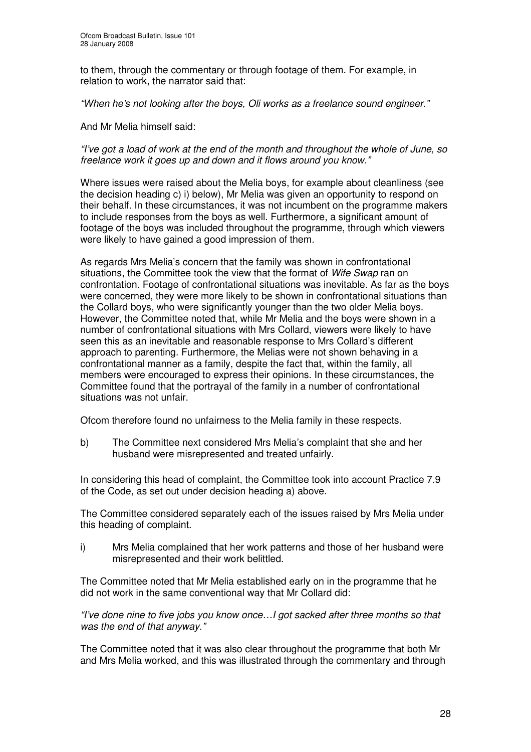to them, through the commentary or through footage of them. For example, in relation to work, the narrator said that:

*"When he's not looking after the boys, Oli works as a freelance sound engineer."*

And Mr Melia himself said:

*"I've got a load of work at the end of the month and throughout the whole of June, so freelance work it goes up and down and it flows around you know."*

Where issues were raised about the Melia boys, for example about cleanliness (see the decision heading c) i) below), Mr Melia was given an opportunity to respond on their behalf. In these circumstances, it was not incumbent on the programme makers to include responses from the boys as well. Furthermore, a significant amount of footage of the boys was included throughout the programme, through which viewers were likely to have gained a good impression of them.

As regards Mrs Melia's concern that the family was shown in confrontational situations, the Committee took the view that the format of *Wife Swap* ran on confrontation. Footage of confrontational situations was inevitable. As far as the boys were concerned, they were more likely to be shown in confrontational situations than the Collard boys, who were significantly younger than the two older Melia boys. However, the Committee noted that, while Mr Melia and the boys were shown in a number of confrontational situations with Mrs Collard, viewers were likely to have seen this as an inevitable and reasonable response to Mrs Collard's different approach to parenting. Furthermore, the Melias were not shown behaving in a confrontational manner as a family, despite the fact that, within the family, all members were encouraged to express their opinions. In these circumstances, the Committee found that the portrayal of the family in a number of confrontational situations was not unfair.

Ofcom therefore found no unfairness to the Melia family in these respects.

b) The Committee next considered Mrs Melia's complaint that she and her husband were misrepresented and treated unfairly.

In considering this head of complaint, the Committee took into account Practice 7.9 of the Code, as set out under decision heading a) above.

The Committee considered separately each of the issues raised by Mrs Melia under this heading of complaint.

i) Mrs Melia complained that her work patterns and those of her husband were misrepresented and their work belittled.

The Committee noted that Mr Melia established early on in the programme that he did not work in the same conventional way that Mr Collard did:

*"I've done nine to five jobs you know once…I got sacked after three months so that was the end of that anyway."*

The Committee noted that it was also clear throughout the programme that both Mr and Mrs Melia worked, and this was illustrated through the commentary and through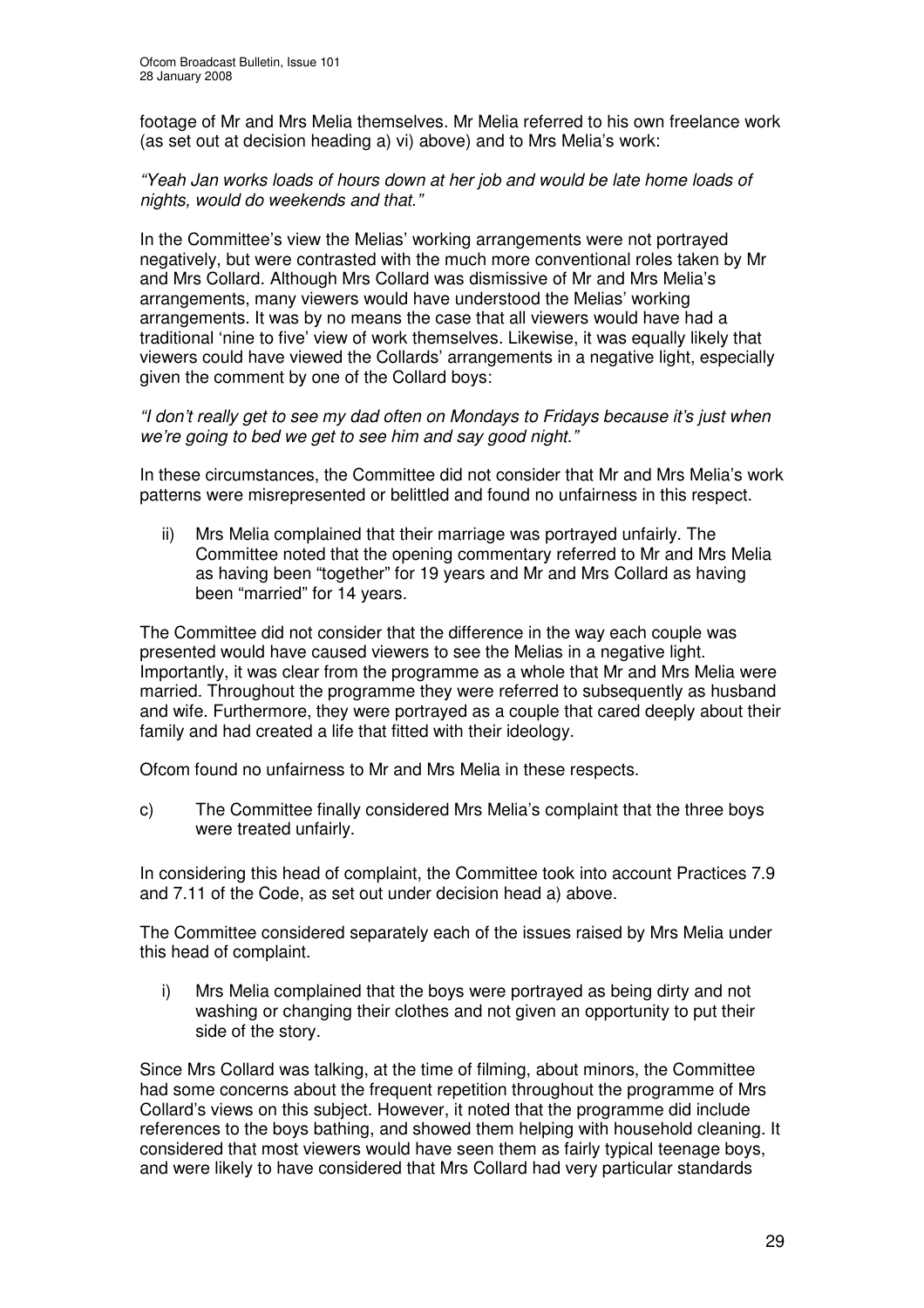footage of Mr and Mrs Melia themselves. Mr Melia referred to his own freelance work (as set out at decision heading a) vi) above) and to Mrs Melia's work:

*"Yeah Jan works loads of hours down at her job and would be late home loads of nights, would do weekends and that."*

In the Committee's view the Melias' working arrangements were not portrayed negatively, but were contrasted with the much more conventional roles taken by Mr and Mrs Collard. Although Mrs Collard was dismissive of Mr and Mrs Melia's arrangements, many viewers would have understood the Melias' working arrangements. It was by no means the case that all viewers would have had a traditional 'nine to five' view of work themselves. Likewise, it was equally likely that viewers could have viewed the Collards' arrangements in a negative light, especially given the comment by one of the Collard boys:

*"I don't really get to see my dad often on Mondays to Fridays because it's just when we're going to bed we get to see him and say good night."*

In these circumstances, the Committee did not consider that Mr and Mrs Melia's work patterns were misrepresented or belittled and found no unfairness in this respect.

ii) Mrs Melia complained that their marriage was portrayed unfairly. The Committee noted that the opening commentary referred to Mr and Mrs Melia as having been "together" for 19 years and Mr and Mrs Collard as having been "married" for 14 years.

The Committee did not consider that the difference in the way each couple was presented would have caused viewers to see the Melias in a negative light. Importantly, it was clear from the programme as a whole that Mr and Mrs Melia were married. Throughout the programme they were referred to subsequently as husband and wife. Furthermore, they were portrayed as a couple that cared deeply about their family and had created a life that fitted with their ideology.

Ofcom found no unfairness to Mr and Mrs Melia in these respects.

c) The Committee finally considered Mrs Melia's complaint that the three boys were treated unfairly.

In considering this head of complaint, the Committee took into account Practices 7.9 and 7.11 of the Code, as set out under decision head a) above.

The Committee considered separately each of the issues raised by Mrs Melia under this head of complaint.

i) Mrs Melia complained that the boys were portrayed as being dirty and not washing or changing their clothes and not given an opportunity to put their side of the story.

Since Mrs Collard was talking, at the time of filming, about minors, the Committee had some concerns about the frequent repetition throughout the programme of Mrs Collard's views on this subject. However, it noted that the programme did include references to the boys bathing, and showed them helping with household cleaning. It considered that most viewers would have seen them as fairly typical teenage boys, and were likely to have considered that Mrs Collard had very particular standards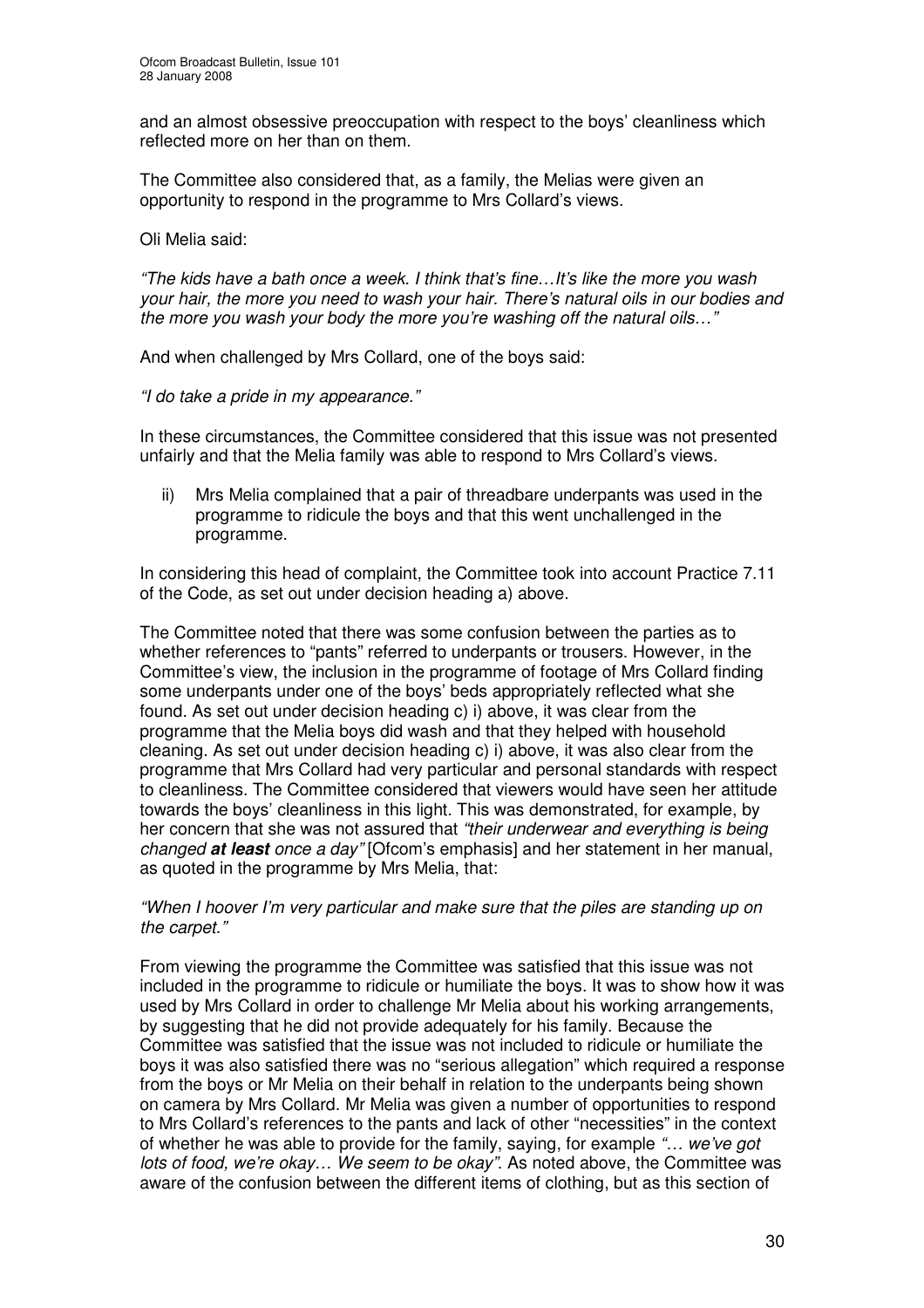and an almost obsessive preoccupation with respect to the boys' cleanliness which reflected more on her than on them.

The Committee also considered that, as a family, the Melias were given an opportunity to respond in the programme to Mrs Collard's views.

Oli Melia said:

*"The kids have a bath once a week. I think that's fine…It's like the more you wash your hair, the more you need to wash your hair. There's natural oils in our bodies and the more you wash your body the more you're washing off the natural oils…"*

And when challenged by Mrs Collard, one of the boys said:

*"I do take a pride in my appearance."*

In these circumstances, the Committee considered that this issue was not presented unfairly and that the Melia family was able to respond to Mrs Collard's views.

ii) Mrs Melia complained that a pair of threadbare underpants was used in the programme to ridicule the boys and that this went unchallenged in the programme.

In considering this head of complaint, the Committee took into account Practice 7.11 of the Code, as set out under decision heading a) above.

The Committee noted that there was some confusion between the parties as to whether references to "pants" referred to underpants or trousers. However, in the Committee's view, the inclusion in the programme of footage of Mrs Collard finding some underpants under one of the boys' beds appropriately reflected what she found. As set out under decision heading c) i) above, it was clear from the programme that the Melia boys did wash and that they helped with household cleaning. As set out under decision heading c) i) above, it was also clear from the programme that Mrs Collard had very particular and personal standards with respect to cleanliness. The Committee considered that viewers would have seen her attitude towards the boys' cleanliness in this light. This was demonstrated, for example, by her concern that she was not assured that *"their underwear and everything is being changed **at least** once a day"* [Ofcom's emphasis] and her statement in her manual, as quoted in the programme by Mrs Melia, that:

*"When I hoover I'm very particular and make sure that the piles are standing up on the carpet."*

From viewing the programme the Committee was satisfied that this issue was not included in the programme to ridicule or humiliate the boys. It was to show how it was used by Mrs Collard in order to challenge Mr Melia about his working arrangements, by suggesting that he did not provide adequately for his family. Because the Committee was satisfied that the issue was not included to ridicule or humiliate the boys it was also satisfied there was no "serious allegation" which required a response from the boys or Mr Melia on their behalf in relation to the underpants being shown on camera by Mrs Collard. Mr Melia was given a number of opportunities to respond to Mrs Collard's references to the pants and lack of other "necessities" in the context of whether he was able to provide for the family, saying, for example *"… we've got lots of food, we're okay… We seem to be okay"*. As noted above, the Committee was aware of the confusion between the different items of clothing, but as this section of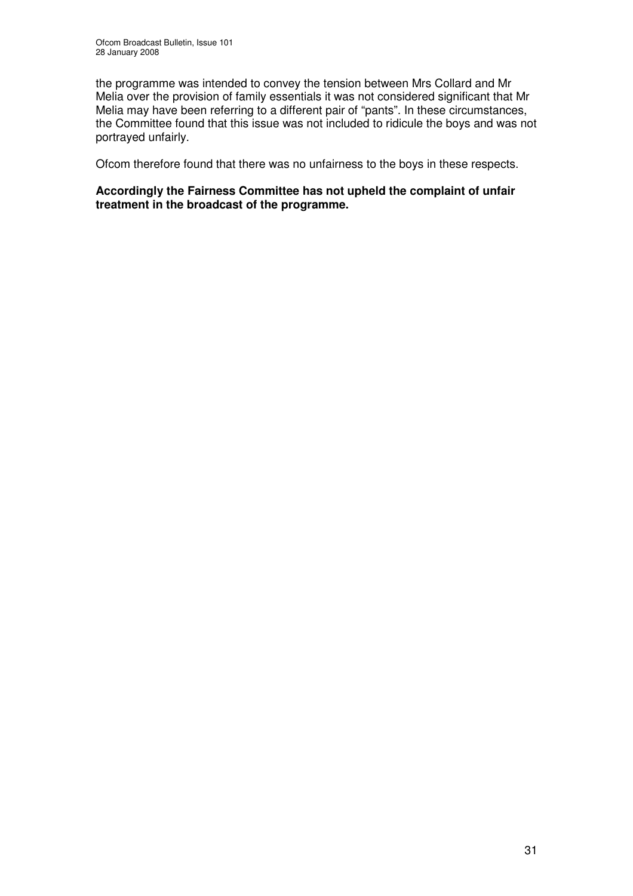the programme was intended to convey the tension between Mrs Collard and Mr Melia over the provision of family essentials it was not considered significant that Mr Melia may have been referring to a different pair of "pants". In these circumstances, the Committee found that this issue was not included to ridicule the boys and was not portrayed unfairly.

Ofcom therefore found that there was no unfairness to the boys in these respects.

**Accordingly the Fairness Committee has not upheld the complaint of unfair treatment in the broadcast of the programme.**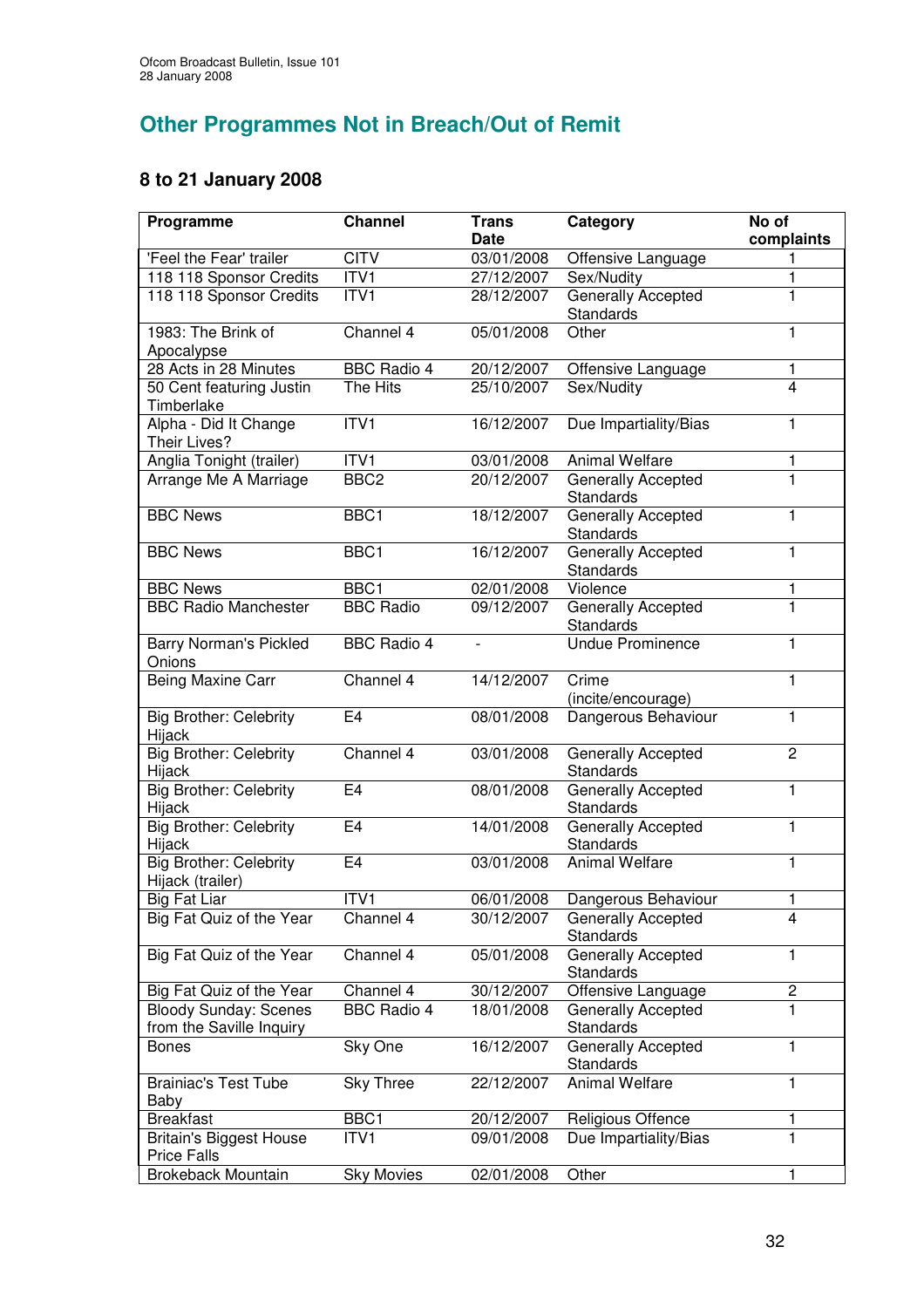## Other Programmes Not in Breach/Out of Remit

### 8 to 21 January 2008

| Programme | Channel | Trans Date | Category | No of complaints |
|---|---|---|---|---|
| 'Feel the Fear' trailer | CITV | 03/01/2008 | Offensive Language | 1 |
| 118 118 Sponsor Credits | ITV1 | 27/12/2007 | Sex/Nudity | 1 |
| 118 118 Sponsor Credits | ITV1 | 28/12/2007 | Generally Accepted Standards | 1 |
| 1983: The Brink of Apocalypse | Channel 4 | 05/01/2008 | Other | 1 |
| 28 Acts in 28 Minutes | BBC Radio 4 | 20/12/2007 | Offensive Language | 1 |
| 50 Cent featuring Justin Timberlake | The Hits | 25/10/2007 | Sex/Nudity | 4 |
| Alpha - Did It Change Their Lives? | ITV1 | 16/12/2007 | Due Impartiality/Bias | 1 |
| Anglia Tonight (trailer) | ITV1 | 03/01/2008 | Animal Welfare | 1 |
| Arrange Me A Marriage | BBC2 | 20/12/2007 | Generally Accepted Standards | 1 |
| BBC News | BBC1 | 18/12/2007 | Generally Accepted Standards | 1 |
| BBC News | BBC1 | 16/12/2007 | Generally Accepted Standards | 1 |
| BBC News | BBC1 | 02/01/2008 | Violence | 1 |
| BBC Radio Manchester | BBC Radio | 09/12/2007 | Generally Accepted Standards | 1 |
| Barry Norman's Pickled Onions | BBC Radio 4 | - | Undue Prominence | 1 |
| Being Maxine Carr | Channel 4 | 14/12/2007 | Crime (incite/encourage) | 1 |
| Big Brother: Celebrity Hijack | E4 | 08/01/2008 | Dangerous Behaviour | 1 |
| Big Brother: Celebrity Hijack | Channel 4 | 03/01/2008 | Generally Accepted Standards | 2 |
| Big Brother: Celebrity Hijack | E4 | 08/01/2008 | Generally Accepted Standards | 1 |
| Big Brother: Celebrity Hijack | E4 | 14/01/2008 | Generally Accepted Standards | 1 |
| Big Brother: Celebrity Hijack (trailer) | E4 | 03/01/2008 | Animal Welfare | 1 |
| Big Fat Liar | ITV1 | 06/01/2008 | Dangerous Behaviour | 1 |
| Big Fat Quiz of the Year | Channel 4 | 30/12/2007 | Generally Accepted Standards | 4 |
| Big Fat Quiz of the Year | Channel 4 | 05/01/2008 | Generally Accepted Standards | 1 |
| Big Fat Quiz of the Year | Channel 4 | 30/12/2007 | Offensive Language | 2 |
| Bloody Sunday: Scenes from the Saville Inquiry | BBC Radio 4 | 18/01/2008 | Generally Accepted Standards | 1 |
| Bones | Sky One | 16/12/2007 | Generally Accepted Standards | 1 |
| Brainiac's Test Tube Baby | Sky Three | 22/12/2007 | Animal Welfare | 1 |
| Breakfast | BBC1 | 20/12/2007 | Religious Offence | 1 |
| Britain's Biggest House Price Falls | ITV1 | 09/01/2008 | Due Impartiality/Bias | 1 |
| Brokeback Mountain | Sky Movies | 02/01/2008 | Other | 1 |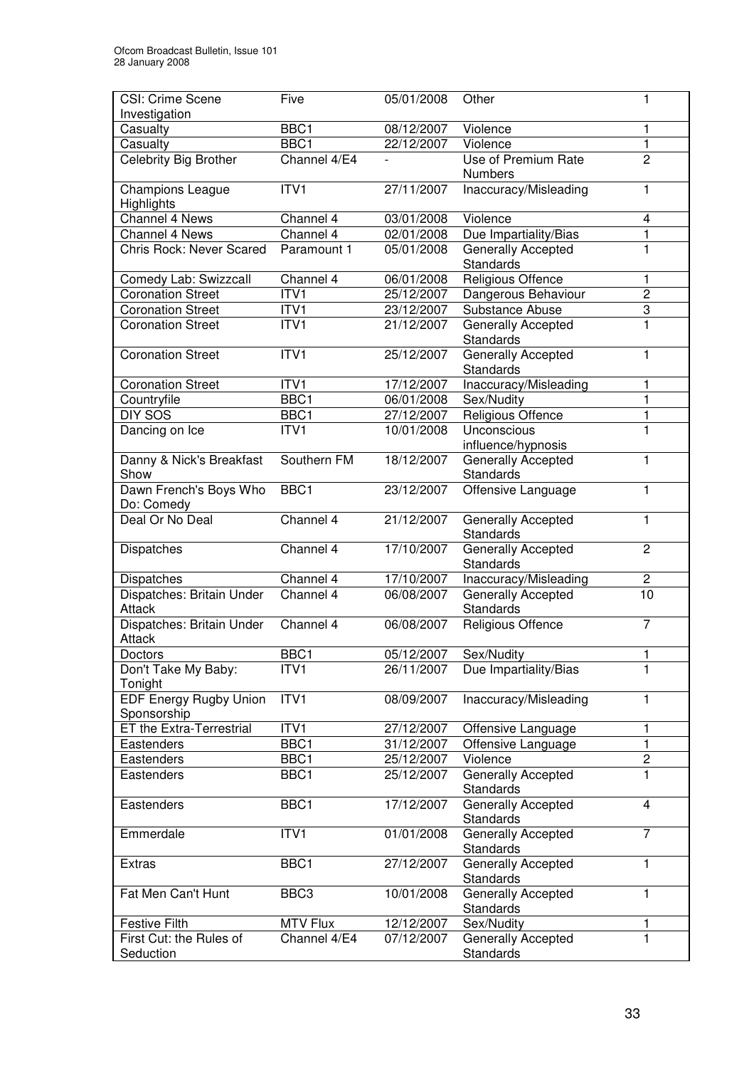| CSI: Crime Scene Investigation | Five | 05/01/2008 | Other | 1 |
|---|---|---|---|---|
| Casualty | BBC1 | 08/12/2007 | Violence | 1 |
| Casualty | BBC1 | 22/12/2007 | Violence | 1 |
| Celebrity Big Brother | Channel 4/E4 | - | Use of Premium Rate Numbers | 2 |
| Champions League Highlights | ITV1 | 27/11/2007 | Inaccuracy/Misleading | 1 |
| Channel 4 News | Channel 4 | 03/01/2008 | Violence | 4 |
| Channel 4 News | Channel 4 | 02/01/2008 | Due Impartiality/Bias | 1 |
| Chris Rock: Never Scared | Paramount 1 | 05/01/2008 | Generally Accepted Standards | 1 |
| Comedy Lab: Swizzcall | Channel 4 | 06/01/2008 | Religious Offence | 1 |
| Coronation Street | ITV1 | 25/12/2007 | Dangerous Behaviour | 2 |
| Coronation Street | ITV1 | 23/12/2007 | Substance Abuse | 3 |
| Coronation Street | ITV1 | 21/12/2007 | Generally Accepted Standards | 1 |
| Coronation Street | ITV1 | 25/12/2007 | Generally Accepted Standards | 1 |
| Coronation Street | ITV1 | 17/12/2007 | Inaccuracy/Misleading | 1 |
| Countryfile | BBC1 | 06/01/2008 | Sex/Nudity | 1 |
| DIY SOS | BBC1 | 27/12/2007 | Religious Offence | 1 |
| Dancing on Ice | ITV1 | 10/01/2008 | Unconscious influence/hypnosis | 1 |
| Danny & Nick's Breakfast Show | Southern FM | 18/12/2007 | Generally Accepted Standards | 1 |
| Dawn French's Boys Who Do: Comedy | BBC1 | 23/12/2007 | Offensive Language | 1 |
| Deal Or No Deal | Channel 4 | 21/12/2007 | Generally Accepted Standards | 1 |
| Dispatches | Channel 4 | 17/10/2007 | Generally Accepted Standards | 2 |
| Dispatches | Channel 4 | 17/10/2007 | Inaccuracy/Misleading | 2 |
| Dispatches: Britain Under Attack | Channel 4 | 06/08/2007 | Generally Accepted Standards | 10 |
| Dispatches: Britain Under Attack | Channel 4 | 06/08/2007 | Religious Offence | 7 |
| Doctors | BBC1 | 05/12/2007 | Sex/Nudity | 1 |
| Don't Take My Baby: Tonight | ITV1 | 26/11/2007 | Due Impartiality/Bias | 1 |
| EDF Energy Rugby Union Sponsorship | ITV1 | 08/09/2007 | Inaccuracy/Misleading | 1 |
| ET the Extra-Terrestrial | ITV1 | 27/12/2007 | Offensive Language | 1 |
| Eastenders | BBC1 | 31/12/2007 | Offensive Language | 1 |
| Eastenders | BBC1 | 25/12/2007 | Violence | 2 |
| Eastenders | BBC1 | 25/12/2007 | Generally Accepted Standards | 1 |
| Eastenders | BBC1 | 17/12/2007 | Generally Accepted Standards | 4 |
| Emmerdale | ITV1 | 01/01/2008 | Generally Accepted Standards | 7 |
| Extras | BBC1 | 27/12/2007 | Generally Accepted Standards | 1 |
| Fat Men Can't Hunt | BBC3 | 10/01/2008 | Generally Accepted Standards | 1 |
| Festive Filth | MTV Flux | 12/12/2007 | Sex/Nudity | 1 |
| First Cut: the Rules of Seduction | Channel 4/E4 | 07/12/2007 | Generally Accepted Standards | 1 |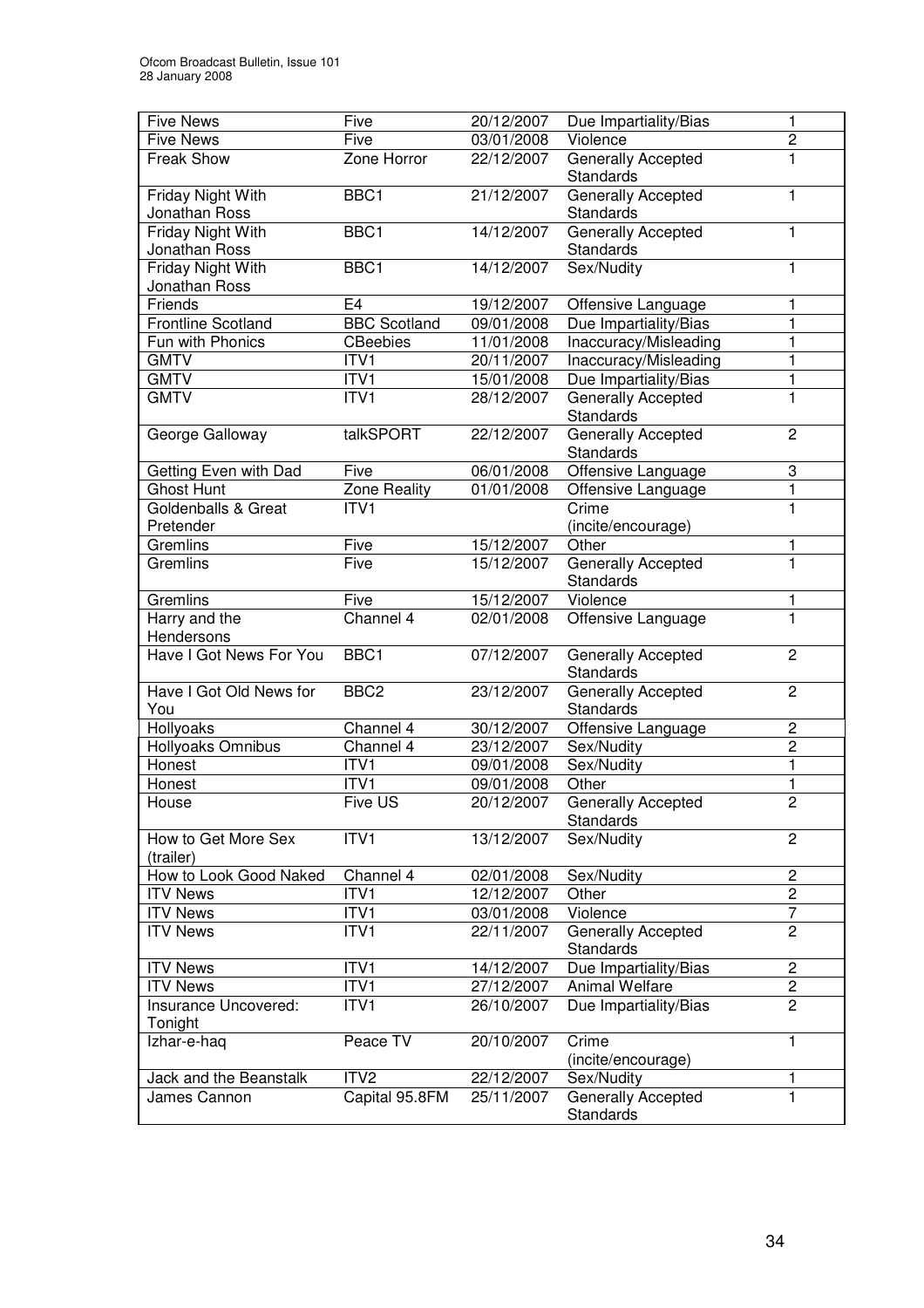| Five News | Five | 20/12/2007 | Due Impartiality/Bias | 1 |
|---|---|---|---|---|
| Five News | Five | 03/01/2008 | Violence | 2 |
| Freak Show | Zone Horror | 22/12/2007 | Generally Accepted Standards | 1 |
| Friday Night With Jonathan Ross | BBC1 | 21/12/2007 | Generally Accepted Standards | 1 |
| Friday Night With Jonathan Ross | BBC1 | 14/12/2007 | Generally Accepted Standards | 1 |
| Friday Night With Jonathan Ross | BBC1 | 14/12/2007 | Sex/Nudity | 1 |
| Friends | E4 | 19/12/2007 | Offensive Language | 1 |
| Frontline Scotland | BBC Scotland | 09/01/2008 | Due Impartiality/Bias | 1 |
| Fun with Phonics | CBeebies | 11/01/2008 | Inaccuracy/Misleading | 1 |
| GMTV | ITV1 | 20/11/2007 | Inaccuracy/Misleading | 1 |
| GMTV | ITV1 | 15/01/2008 | Due Impartiality/Bias | 1 |
| GMTV | ITV1 | 28/12/2007 | Generally Accepted Standards | 1 |
| George Galloway | talkSPORT | 22/12/2007 | Generally Accepted Standards | 2 |
| Getting Even with Dad | Five | 06/01/2008 | Offensive Language | 3 |
| Ghost Hunt | Zone Reality | 01/01/2008 | Offensive Language | 1 |
| Goldenballs & Great Pretender | ITV1 | | Crime (incite/encourage) | 1 |
| Gremlins | Five | 15/12/2007 | Other | 1 |
| Gremlins | Five | 15/12/2007 | Generally Accepted Standards | 1 |
| Gremlins | Five | 15/12/2007 | Violence | 1 |
| Harry and the Hendersons | Channel 4 | 02/01/2008 | Offensive Language | 1 |
| Have I Got News For You | BBC1 | 07/12/2007 | Generally Accepted Standards | 2 |
| Have I Got Old News for You | BBC2 | 23/12/2007 | Generally Accepted Standards | 2 |
| Hollyoaks | Channel 4 | 30/12/2007 | Offensive Language | 2 |
| Hollyoaks Omnibus | Channel 4 | 23/12/2007 | Sex/Nudity | 2 |
| Honest | ITV1 | 09/01/2008 | Sex/Nudity | 1 |
| Honest | ITV1 | 09/01/2008 | Other | 1 |
| House | Five US | 20/12/2007 | Generally Accepted Standards | 2 |
| How to Get More Sex (trailer) | ITV1 | 13/12/2007 | Sex/Nudity | 2 |
| How to Look Good Naked | Channel 4 | 02/01/2008 | Sex/Nudity | 2 |
| ITV News | ITV1 | 12/12/2007 | Other | 2 |
| ITV News | ITV1 | 03/01/2008 | Violence | 7 |
| ITV News | ITV1 | 22/11/2007 | Generally Accepted Standards | 2 |
| ITV News | ITV1 | 14/12/2007 | Due Impartiality/Bias | 2 |
| ITV News | ITV1 | 27/12/2007 | Animal Welfare | 2 |
| Insurance Uncovered: Tonight | ITV1 | 26/10/2007 | Due Impartiality/Bias | 2 |
| Izhar-e-haq | Peace TV | 20/10/2007 | Crime (incite/encourage) | 1 |
| Jack and the Beanstalk | ITV2 | 22/12/2007 | Sex/Nudity | 1 |
| James Cannon | Capital 95.8FM | 25/11/2007 | Generally Accepted Standards | 1 |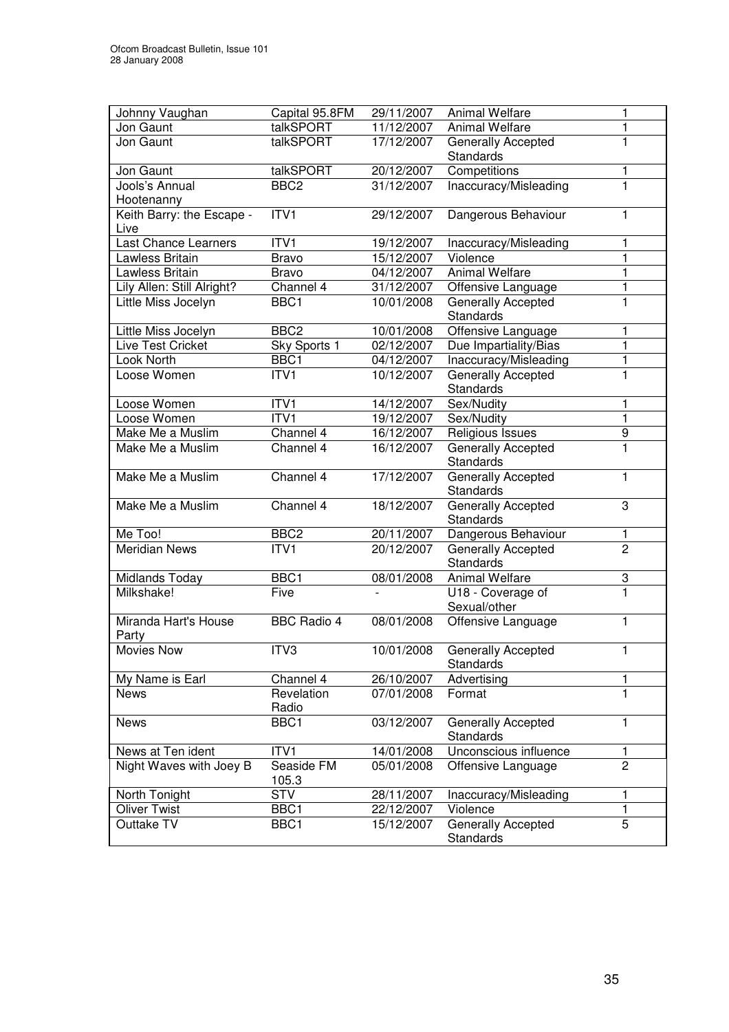| Johnny Vaughan | Capital 95.8FM | 29/11/2007 | Animal Welfare | 1 |
|---|---|---|---|---|
| Jon Gaunt | talkSPORT | 11/12/2007 | Animal Welfare | 1 |
| Jon Gaunt | talkSPORT | 17/12/2007 | Generally Accepted Standards | 1 |
| Jon Gaunt | talkSPORT | 20/12/2007 | Competitions | 1 |
| Jools's Annual Hootenanny | BBC2 | 31/12/2007 | Inaccuracy/Misleading | 1 |
| Keith Barry: the Escape - Live | ITV1 | 29/12/2007 | Dangerous Behaviour | 1 |
| Last Chance Learners | ITV1 | 19/12/2007 | Inaccuracy/Misleading | 1 |
| Lawless Britain | Bravo | 15/12/2007 | Violence | 1 |
| Lawless Britain | Bravo | 04/12/2007 | Animal Welfare | 1 |
| Lily Allen: Still Alright? | Channel 4 | 31/12/2007 | Offensive Language | 1 |
| Little Miss Jocelyn | BBC1 | 10/01/2008 | Generally Accepted Standards | 1 |
| Little Miss Jocelyn | BBC2 | 10/01/2008 | Offensive Language | 1 |
| Live Test Cricket | Sky Sports 1 | 02/12/2007 | Due Impartiality/Bias | 1 |
| Look North | BBC1 | 04/12/2007 | Inaccuracy/Misleading | 1 |
| Loose Women | ITV1 | 10/12/2007 | Generally Accepted Standards | 1 |
| Loose Women | ITV1 | 14/12/2007 | Sex/Nudity | 1 |
| Loose Women | ITV1 | 19/12/2007 | Sex/Nudity | 1 |
| Make Me a Muslim | Channel 4 | 16/12/2007 | Religious Issues | 9 |
| Make Me a Muslim | Channel 4 | 16/12/2007 | Generally Accepted Standards | 1 |
| Make Me a Muslim | Channel 4 | 17/12/2007 | Generally Accepted Standards | 1 |
| Make Me a Muslim | Channel 4 | 18/12/2007 | Generally Accepted Standards | 3 |
| Me Too! | BBC2 | 20/11/2007 | Dangerous Behaviour | 1 |
| Meridian News | ITV1 | 20/12/2007 | Generally Accepted Standards | 2 |
| Midlands Today | BBC1 | 08/01/2008 | Animal Welfare | 3 |
| Milkshake! | Five | - | U18 - Coverage of Sexual/other | 1 |
| Miranda Hart's House Party | BBC Radio 4 | 08/01/2008 | Offensive Language | 1 |
| Movies Now | ITV3 | 10/01/2008 | Generally Accepted Standards | 1 |
| My Name is Earl | Channel 4 | 26/10/2007 | Advertising | 1 |
| News | Revelation Radio | 07/01/2008 | Format | 1 |
| News | BBC1 | 03/12/2007 | Generally Accepted Standards | 1 |
| News at Ten ident | ITV1 | 14/01/2008 | Unconscious influence | 1 |
| Night Waves with Joey B | Seaside FM 105.3 | 05/01/2008 | Offensive Language | 2 |
| North Tonight | STV | 28/11/2007 | Inaccuracy/Misleading | 1 |
| Oliver Twist | BBC1 | 22/12/2007 | Violence | 1 |
| Outtake TV | BBC1 | 15/12/2007 | Generally Accepted Standards | 5 |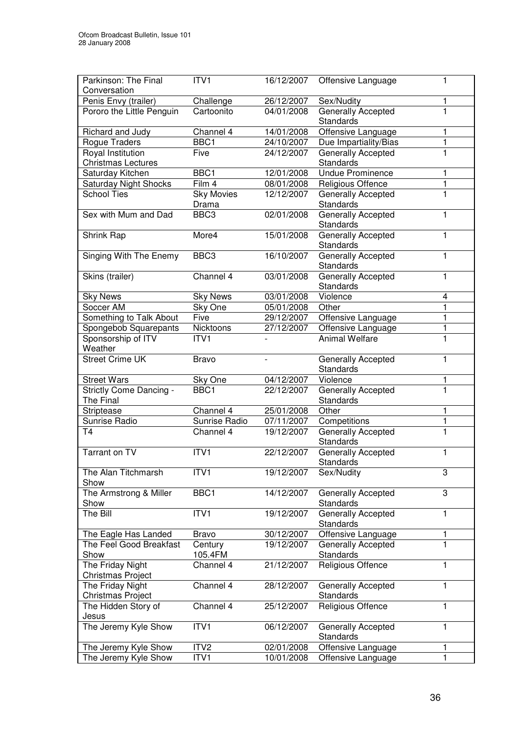| Parkinson: The Final Conversation | ITV1 | 16/12/2007 | Offensive Language | 1 |
|---|---|---|---|---|
| Penis Envy (trailer) | Challenge | 26/12/2007 | Sex/Nudity | 1 |
| Pororo the Little Penguin | Cartoonito | 04/01/2008 | Generally Accepted Standards | 1 |
| Richard and Judy | Channel 4 | 14/01/2008 | Offensive Language | 1 |
| Rogue Traders | BBC1 | 24/10/2007 | Due Impartiality/Bias | 1 |
| Royal Institution Christmas Lectures | Five | 24/12/2007 | Generally Accepted Standards | 1 |
| Saturday Kitchen | BBC1 | 12/01/2008 | Undue Prominence | 1 |
| Saturday Night Shocks | Film 4 | 08/01/2008 | Religious Offence | 1 |
| School Ties | Sky Movies Drama | 12/12/2007 | Generally Accepted Standards | 1 |
| Sex with Mum and Dad | BBC3 | 02/01/2008 | Generally Accepted Standards | 1 |
| Shrink Rap | More4 | 15/01/2008 | Generally Accepted Standards | 1 |
| Singing With The Enemy | BBC3 | 16/10/2007 | Generally Accepted Standards | 1 |
| Skins (trailer) | Channel 4 | 03/01/2008 | Generally Accepted Standards | 1 |
| Sky News | Sky News | 03/01/2008 | Violence | 4 |
| Soccer AM | Sky One | 05/01/2008 | Other | 1 |
| Something to Talk About | Five | 29/12/2007 | Offensive Language | 1 |
| Spongebob Squarepants | Nicktoons | 27/12/2007 | Offensive Language | 1 |
| Sponsorship of ITV Weather | ITV1 | - | Animal Welfare | 1 |
| Street Crime UK | Bravo | - | Generally Accepted Standards | 1 |
| Street Wars | Sky One | 04/12/2007 | Violence | 1 |
| Strictly Come Dancing - The Final | BBC1 | 22/12/2007 | Generally Accepted Standards | 1 |
| Striptease | Channel 4 | 25/01/2008 | Other | 1 |
| Sunrise Radio | Sunrise Radio | 07/11/2007 | Competitions | 1 |
| T4 | Channel 4 | 19/12/2007 | Generally Accepted Standards | 1 |
| Tarrant on TV | ITV1 | 22/12/2007 | Generally Accepted Standards | 1 |
| The Alan Titchmarsh Show | ITV1 | 19/12/2007 | Sex/Nudity | 3 |
| The Armstrong & Miller Show | BBC1 | 14/12/2007 | Generally Accepted Standards | 3 |
| The Bill | ITV1 | 19/12/2007 | Generally Accepted Standards | 1 |
| The Eagle Has Landed | Bravo | 30/12/2007 | Offensive Language | 1 |
| The Feel Good Breakfast Show | Century 105.4FM | 19/12/2007 | Generally Accepted Standards | 1 |
| The Friday Night Christmas Project | Channel 4 | 21/12/2007 | Religious Offence | 1 |
| The Friday Night Christmas Project | Channel 4 | 28/12/2007 | Generally Accepted Standards | 1 |
| The Hidden Story of Jesus | Channel 4 | 25/12/2007 | Religious Offence | 1 |
| The Jeremy Kyle Show | ITV1 | 06/12/2007 | Generally Accepted Standards | 1 |
| The Jeremy Kyle Show | ITV2 | 02/01/2008 | Offensive Language | 1 |
| The Jeremy Kyle Show | ITV1 | 10/01/2008 | Offensive Language | 1 |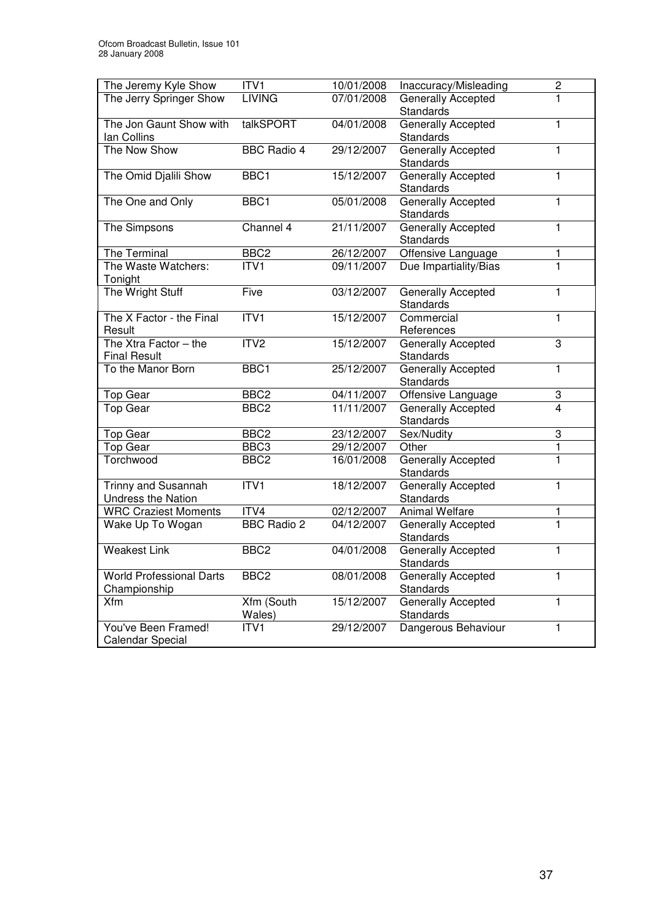| | | | | |
|---|---|---|---|---|
| The Jeremy Kyle Show | ITV1 | 10/01/2008 | Inaccuracy/Misleading | 2 |
| The Jerry Springer Show | LIVING | 07/01/2008 | Generally Accepted Standards | 1 |
| The Jon Gaunt Show with Ian Collins | talkSPORT | 04/01/2008 | Generally Accepted Standards | 1 |
| The Now Show | BBC Radio 4 | 29/12/2007 | Generally Accepted Standards | 1 |
| The Omid Djalili Show | BBC1 | 15/12/2007 | Generally Accepted Standards | 1 |
| The One and Only | BBC1 | 05/01/2008 | Generally Accepted Standards | 1 |
| The Simpsons | Channel 4 | 21/11/2007 | Generally Accepted Standards | 1 |
| The Terminal | BBC2 | 26/12/2007 | Offensive Language | 1 |
| The Waste Watchers: Tonight | ITV1 | 09/11/2007 | Due Impartiality/Bias | 1 |
| The Wright Stuff | Five | 03/12/2007 | Generally Accepted Standards | 1 |
| The X Factor - the Final Result | ITV1 | 15/12/2007 | Commercial References | 1 |
| The Xtra Factor – the Final Result | ITV2 | 15/12/2007 | Generally Accepted Standards | 3 |
| To the Manor Born | BBC1 | 25/12/2007 | Generally Accepted Standards | 1 |
| Top Gear | BBC2 | 04/11/2007 | Offensive Language | 3 |
| Top Gear | BBC2 | 11/11/2007 | Generally Accepted Standards | 4 |
| Top Gear | BBC2 | 23/12/2007 | Sex/Nudity | 3 |
| Top Gear | BBC3 | 29/12/2007 | Other | 1 |
| Torchwood | BBC2 | 16/01/2008 | Generally Accepted Standards | 1 |
| Trinny and Susannah Undress the Nation | ITV1 | 18/12/2007 | Generally Accepted Standards | 1 |
| WRC Craziest Moments | ITV4 | 02/12/2007 | Animal Welfare | 1 |
| Wake Up To Wogan | BBC Radio 2 | 04/12/2007 | Generally Accepted Standards | 1 |
| Weakest Link | BBC2 | 04/01/2008 | Generally Accepted Standards | 1 |
| World Professional Darts Championship | BBC2 | 08/01/2008 | Generally Accepted Standards | 1 |
| Xfm | Xfm (South Wales) | 15/12/2007 | Generally Accepted Standards | 1 |
| You've Been Framed! Calendar Special | ITV1 | 29/12/2007 | Dangerous Behaviour | 1 |